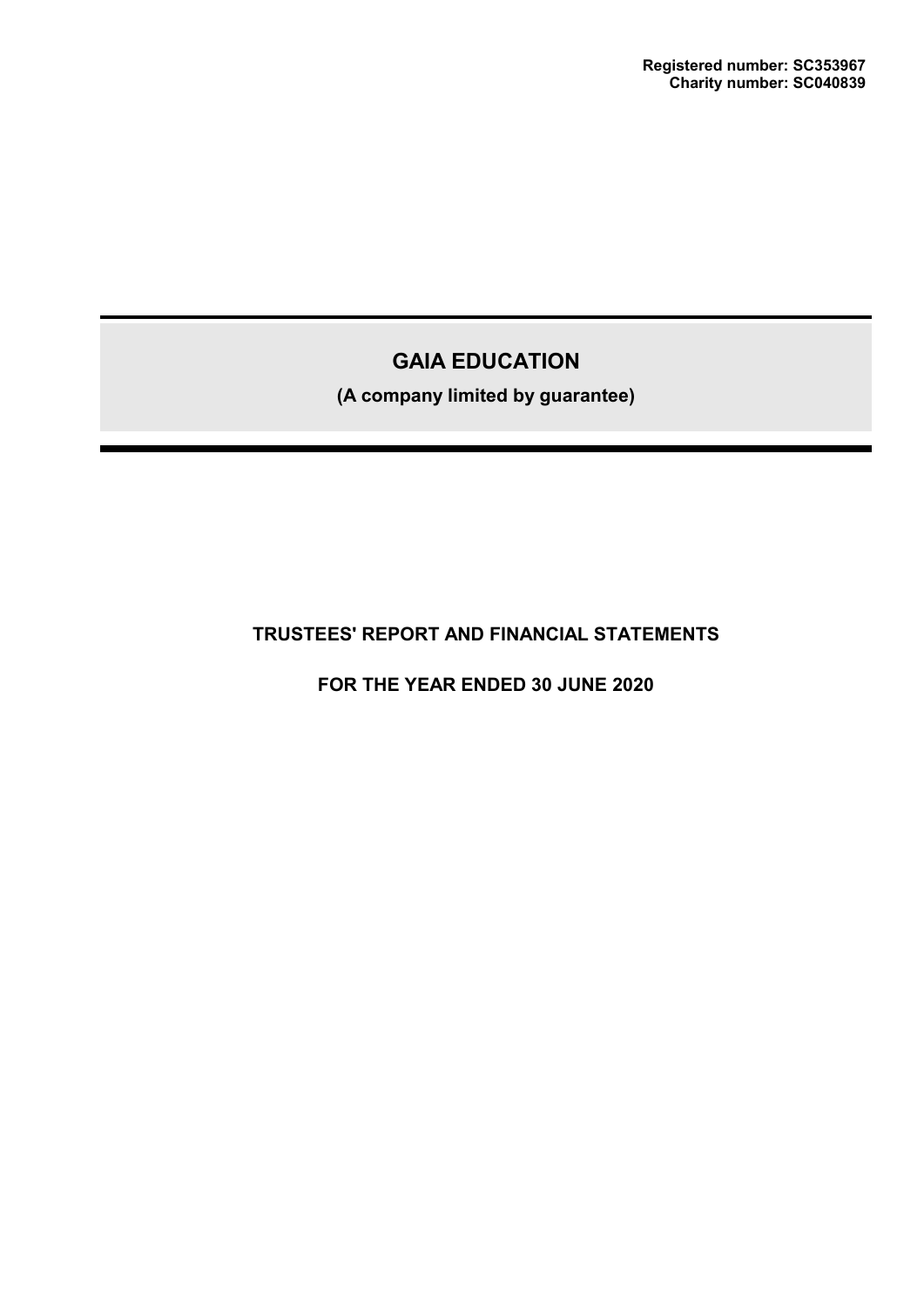**Registered number: SC353967**
**Charity number: SC040839**

# GAIA EDUCATION

**(A company limited by guarantee)**

## TRUSTEES' REPORT AND FINANCIAL STATEMENTS

## FOR THE YEAR ENDED 30 JUNE 2020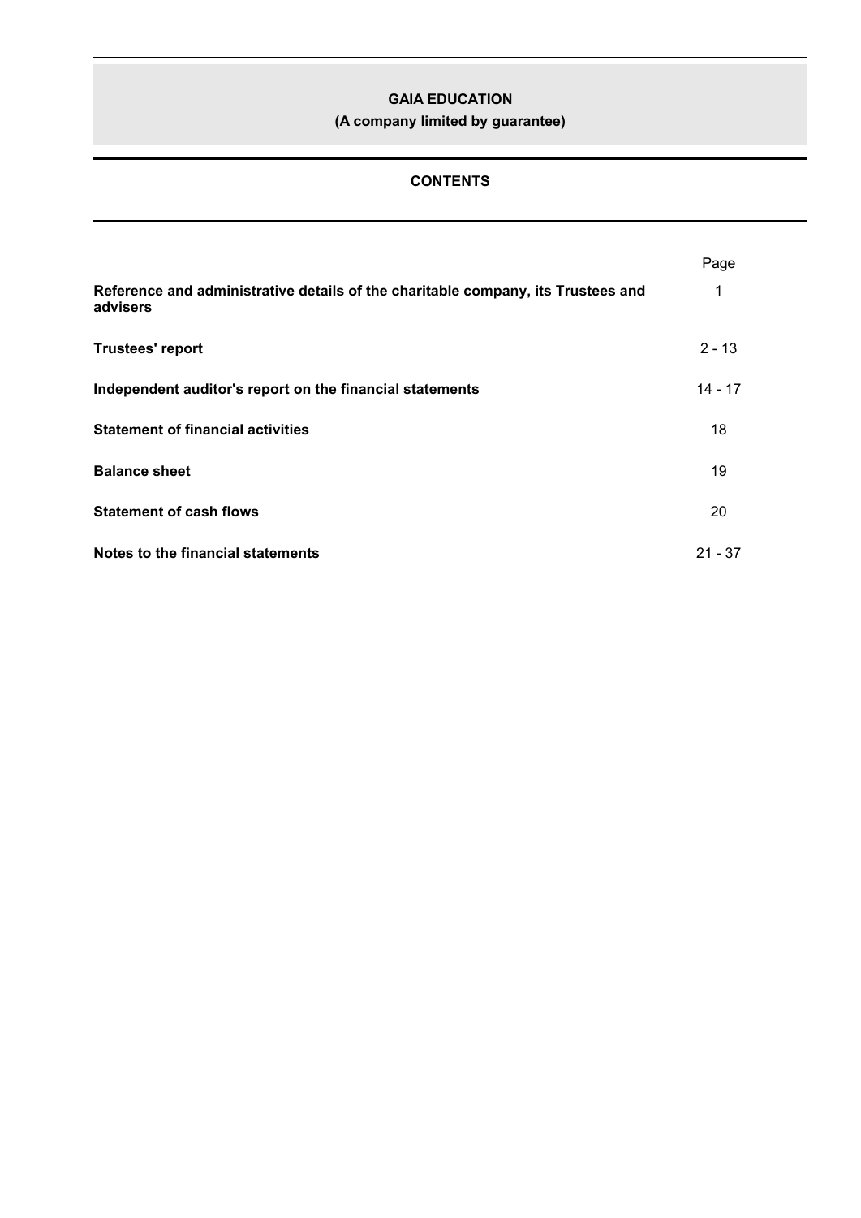# GAIA EDUCATION
**(A company limited by guarantee)**

## CONTENTS

| | Page |
|---|---|
| **Reference and administrative details of the charitable company, its Trustees and advisers** | 1 |
| **Trustees' report** | 2 - 13 |
| **Independent auditor's report on the financial statements** | 14 - 17 |
| **Statement of financial activities** | 18 |
| **Balance sheet** | 19 |
| **Statement of cash flows** | 20 |
| **Notes to the financial statements** | 21 - 37 |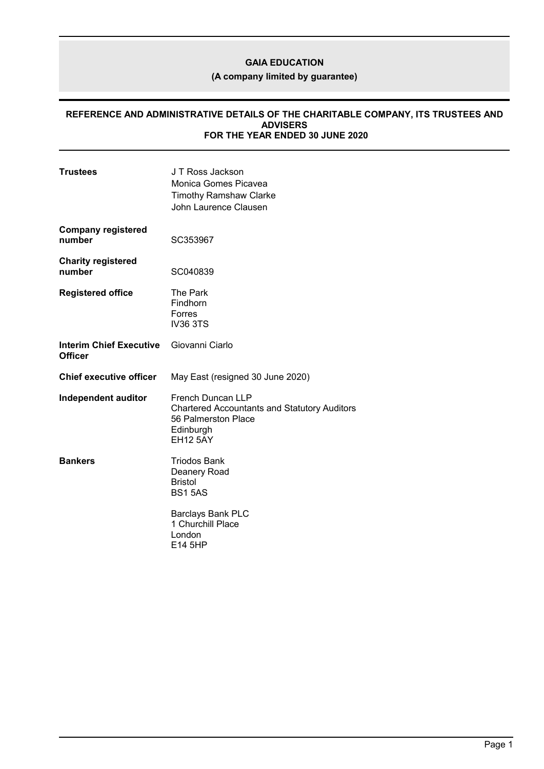# GAIA EDUCATION

## (A company limited by guarantee)

### REFERENCE AND ADMINISTRATIVE DETAILS OF THE CHARITABLE COMPANY, ITS TRUSTEES AND ADVISERS FOR THE YEAR ENDED 30 JUNE 2020

| | |
|---|---|
| **Trustees** | J T Ross Jackson<br>Monica Gomes Picavea<br>Timothy Ramshaw Clarke<br>John Laurence Clausen |
| **Company registered number** | SC353967 |
| **Charity registered number** | SC040839 |
| **Registered office** | The Park<br>Findhorn<br>Forres<br>IV36 3TS |
| **Interim Chief Executive Officer** | Giovanni Ciarlo |
| **Chief executive officer** | May East (resigned 30 June 2020) |
| **Independent auditor** | French Duncan LLP<br>Chartered Accountants and Statutory Auditors<br>56 Palmerston Place<br>Edinburgh<br>EH12 5AY |
| **Bankers** | Triodos Bank<br>Deanery Road<br>Bristol<br>BS1 5AS<br><br>Barclays Bank PLC<br>1 Churchill Place<br>London<br>E14 5HP |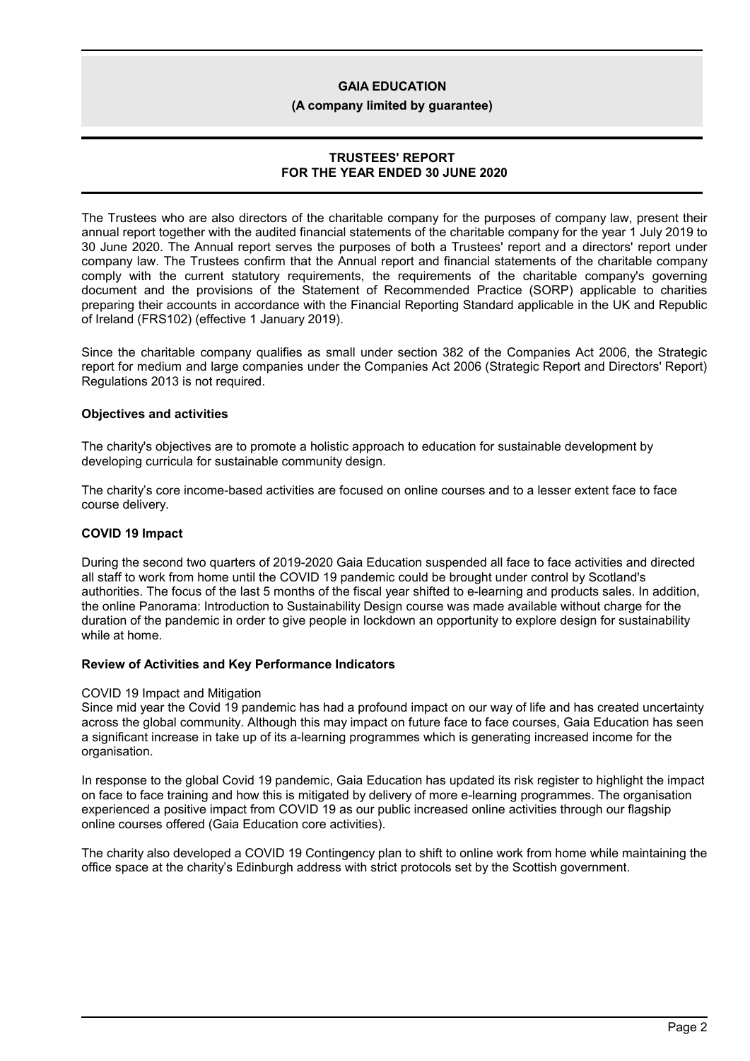**GAIA EDUCATION**

**(A company limited by guarantee)**

**TRUSTEES' REPORT**
**FOR THE YEAR ENDED 30 JUNE 2020**

The Trustees who are also directors of the charitable company for the purposes of company law, present their annual report together with the audited financial statements of the charitable company for the year 1 July 2019 to 30 June 2020. The Annual report serves the purposes of both a Trustees' report and a directors' report under company law. The Trustees confirm that the Annual report and financial statements of the charitable company comply with the current statutory requirements, the requirements of the charitable company's governing document and the provisions of the Statement of Recommended Practice (SORP) applicable to charities preparing their accounts in accordance with the Financial Reporting Standard applicable in the UK and Republic of Ireland (FRS102) (effective 1 January 2019).

Since the charitable company qualifies as small under section 382 of the Companies Act 2006, the Strategic report for medium and large companies under the Companies Act 2006 (Strategic Report and Directors' Report) Regulations 2013 is not required.

**Objectives and activities**

The charity's objectives are to promote a holistic approach to education for sustainable development by developing curricula for sustainable community design.

The charity's core income-based activities are focused on online courses and to a lesser extent face to face course delivery.

**COVID 19 Impact**

During the second two quarters of 2019-2020 Gaia Education suspended all face to face activities and directed all staff to work from home until the COVID 19 pandemic could be brought under control by Scotland's authorities. The focus of the last 5 months of the fiscal year shifted to e-learning and products sales. In addition, the online Panorama: Introduction to Sustainability Design course was made available without charge for the duration of the pandemic in order to give people in lockdown an opportunity to explore design for sustainability while at home.

**Review of Activities and Key Performance Indicators**

COVID 19 Impact and Mitigation

Since mid year the Covid 19 pandemic has had a profound impact on our way of life and has created uncertainty across the global community. Although this may impact on future face to face courses, Gaia Education has seen a significant increase in take up of its a-learning programmes which is generating increased income for the organisation.

In response to the global Covid 19 pandemic, Gaia Education has updated its risk register to highlight the impact on face to face training and how this is mitigated by delivery of more e-learning programmes. The organisation experienced a positive impact from COVID 19 as our public increased online activities through our flagship online courses offered (Gaia Education core activities).

The charity also developed a COVID 19 Contingency plan to shift to online work from home while maintaining the office space at the charity's Edinburgh address with strict protocols set by the Scottish government.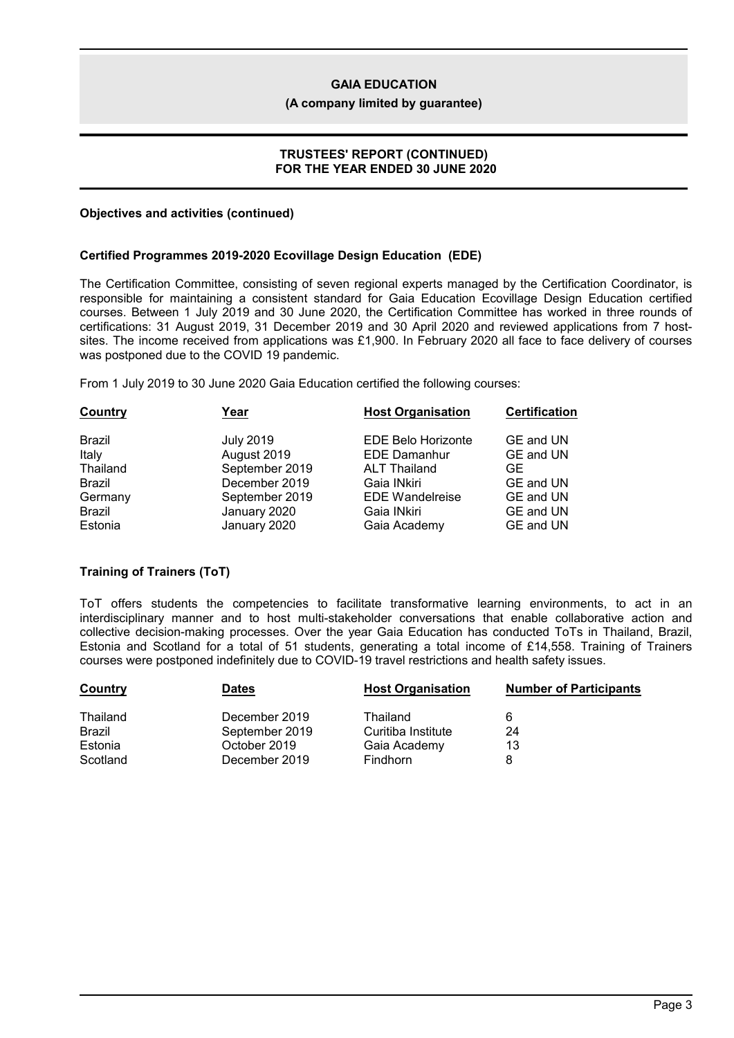## Objectives and activities (continued)

### Certified Programmes 2019-2020 Ecovillage Design Education (EDE)

The Certification Committee, consisting of seven regional experts managed by the Certification Coordinator, is responsible for maintaining a consistent standard for Gaia Education Ecovillage Design Education certified courses. Between 1 July 2019 and 30 June 2020, the Certification Committee has worked in three rounds of certifications: 31 August 2019, 31 December 2019 and 30 April 2020 and reviewed applications from 7 host-sites. The income received from applications was £1,900. In February 2020 all face to face delivery of courses was postponed due to the COVID 19 pandemic.

From 1 July 2019 to 30 June 2020 Gaia Education certified the following courses:

| Country | Year | Host Organisation | Certification |
|---|---|---|---|
| Brazil | July 2019 | EDE Belo Horizonte | GE and UN |
| Italy | August 2019 | EDE Damanhur | GE and UN |
| Thailand | September 2019 | ALT Thailand | GE |
| Brazil | December 2019 | Gaia INkiri | GE and UN |
| Germany | September 2019 | EDE Wandelreise | GE and UN |
| Brazil | January 2020 | Gaia INkiri | GE and UN |
| Estonia | January 2020 | Gaia Academy | GE and UN |

### Training of Trainers (ToT)

ToT offers students the competencies to facilitate transformative learning environments, to act in an interdisciplinary manner and to host multi-stakeholder conversations that enable collaborative action and collective decision-making processes. Over the year Gaia Education has conducted ToTs in Thailand, Brazil, Estonia and Scotland for a total of 51 students, generating a total income of £14,558. Training of Trainers courses were postponed indefinitely due to COVID-19 travel restrictions and health safety issues.

| Country | Dates | Host Organisation | Number of Participants |
|---|---|---|---|
| Thailand | December 2019 | Thailand | 6 |
| Brazil | September 2019 | Curitiba Institute | 24 |
| Estonia | October 2019 | Gaia Academy | 13 |
| Scotland | December 2019 | Findhorn | 8 |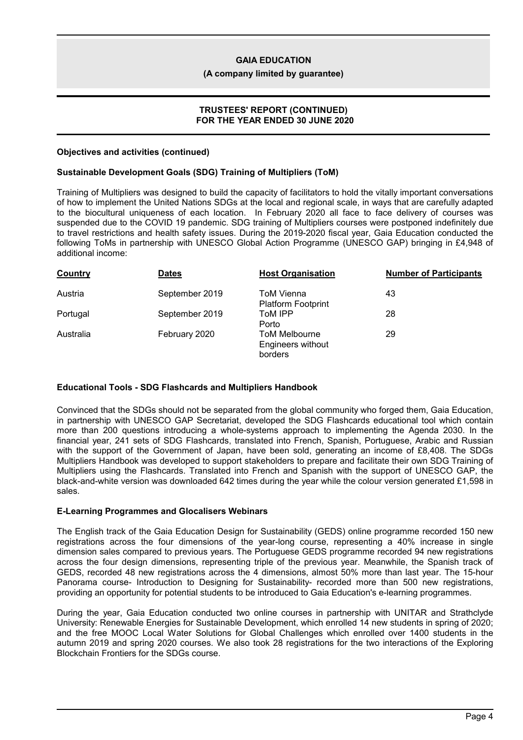**Objectives and activities (continued)**

**Sustainable Development Goals (SDG) Training of Multipliers (ToM)**

Training of Multipliers was designed to build the capacity of facilitators to hold the vitally important conversations of how to implement the United Nations SDGs at the local and regional scale, in ways that are carefully adapted to the biocultural uniqueness of each location. In February 2020 all face to face delivery of courses was suspended due to the COVID 19 pandemic. SDG training of Multipliers courses were postponed indefinitely due to travel restrictions and health safety issues. During the 2019-2020 fiscal year, Gaia Education conducted the following ToMs in partnership with UNESCO Global Action Programme (UNESCO GAP) bringing in £4,948 of additional income:

| Country | Dates | Host Organisation | Number of Participants |
| --- | --- | --- | --- |
| Austria | September 2019 | ToM Vienna Platform Footprint | 43 |
| Portugal | September 2019 | ToM IPP Porto | 28 |
| Australia | February 2020 | ToM Melbourne Engineers without borders | 29 |

**Educational Tools - SDG Flashcards and Multipliers Handbook**

Convinced that the SDGs should not be separated from the global community who forged them, Gaia Education, in partnership with UNESCO GAP Secretariat, developed the SDG Flashcards educational tool which contain more than 200 questions introducing a whole-systems approach to implementing the Agenda 2030. In the financial year, 241 sets of SDG Flashcards, translated into French, Spanish, Portuguese, Arabic and Russian with the support of the Government of Japan, have been sold, generating an income of £8,408. The SDGs Multipliers Handbook was developed to support stakeholders to prepare and facilitate their own SDG Training of Multipliers using the Flashcards. Translated into French and Spanish with the support of UNESCO GAP, the black-and-white version was downloaded 642 times during the year while the colour version generated £1,598 in sales.

**E-Learning Programmes and Glocalisers Webinars**

The English track of the Gaia Education Design for Sustainability (GEDS) online programme recorded 150 new registrations across the four dimensions of the year-long course, representing a 40% increase in single dimension sales compared to previous years. The Portuguese GEDS programme recorded 94 new registrations across the four design dimensions, representing triple of the previous year. Meanwhile, the Spanish track of GEDS, recorded 48 new registrations across the 4 dimensions, almost 50% more than last year. The 15-hour Panorama course- Introduction to Designing for Sustainability- recorded more than 500 new registrations, providing an opportunity for potential students to be introduced to Gaia Education's e-learning programmes.

During the year, Gaia Education conducted two online courses in partnership with UNITAR and Strathclyde University: Renewable Energies for Sustainable Development, which enrolled 14 new students in spring of 2020; and the free MOOC Local Water Solutions for Global Challenges which enrolled over 1400 students in the autumn 2019 and spring 2020 courses. We also took 28 registrations for the two interactions of the Exploring Blockchain Frontiers for the SDGs course.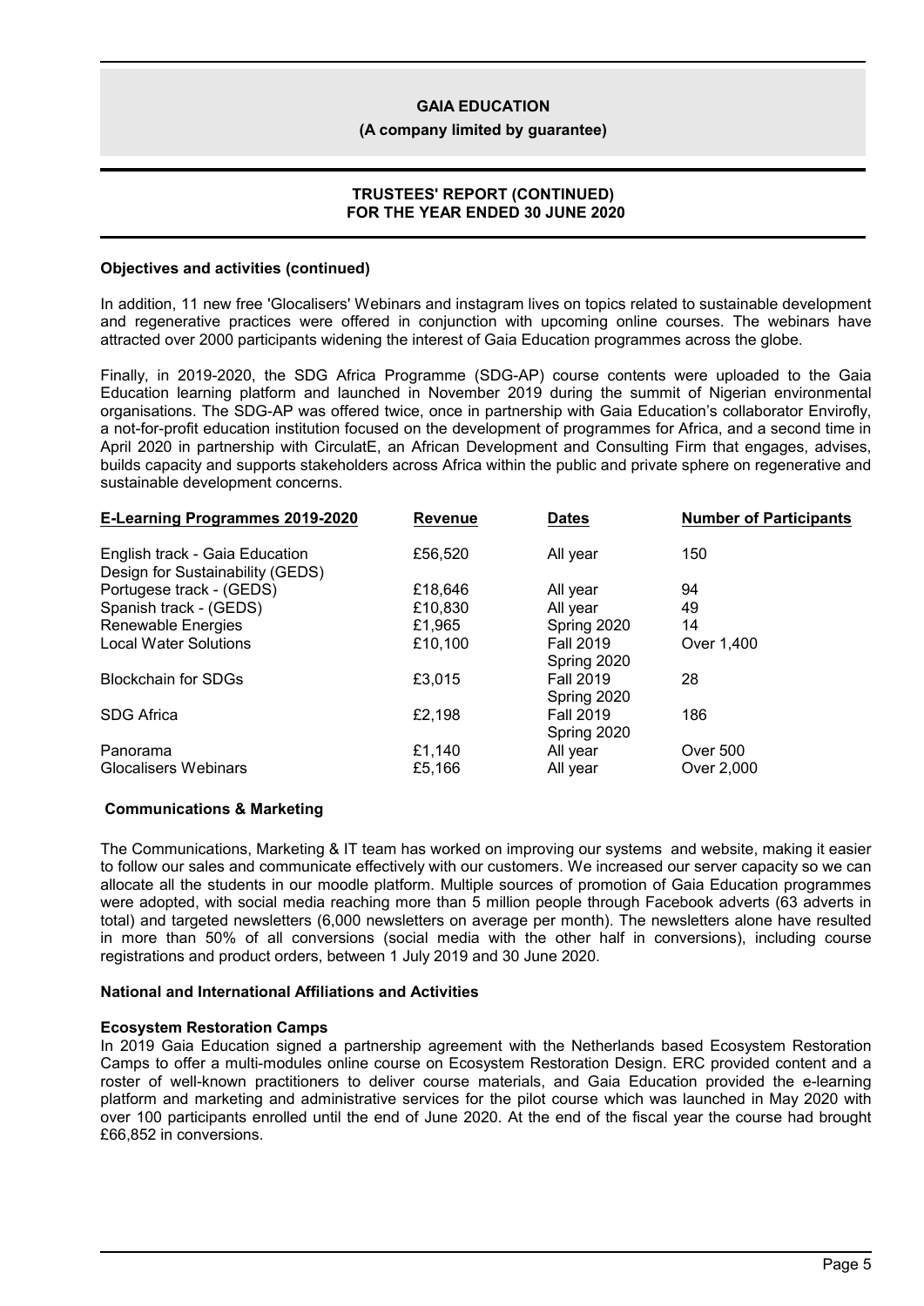### Objectives and activities (continued)

In addition, 11 new free 'Glocalisers' Webinars and instagram lives on topics related to sustainable development and regenerative practices were offered in conjunction with upcoming online courses. The webinars have attracted over 2000 participants widening the interest of Gaia Education programmes across the globe.

Finally, in 2019-2020, the SDG Africa Programme (SDG-AP) course contents were uploaded to the Gaia Education learning platform and launched in November 2019 during the summit of Nigerian environmental organisations. The SDG-AP was offered twice, once in partnership with Gaia Education's collaborator Envirofly, a not-for-profit education institution focused on the development of programmes for Africa, and a second time in April 2020 in partnership with CirculatE, an African Development and Consulting Firm that engages, advises, builds capacity and supports stakeholders across Africa within the public and private sphere on regenerative and sustainable development concerns.

| E-Learning Programmes 2019-2020 | Revenue | Dates | Number of Participants |
|---|---|---|---|
| English track - Gaia Education Design for Sustainability (GEDS) | £56,520 | All year | 150 |
| Portugese track - (GEDS) | £18,646 | All year | 94 |
| Spanish track - (GEDS) | £10,830 | All year | 49 |
| Renewable Energies | £1,965 | Spring 2020 | 14 |
| Local Water Solutions | £10,100 | Fall 2019 Spring 2020 | Over 1,400 |
| Blockchain for SDGs | £3,015 | Fall 2019 Spring 2020 | 28 |
| SDG Africa | £2,198 | Fall 2019 Spring 2020 | 186 |
| Panorama | £1,140 | All year | Over 500 |
| Glocalisers Webinars | £5,166 | All year | Over 2,000 |

### Communications & Marketing

The Communications, Marketing & IT team has worked on improving our systems and website, making it easier to follow our sales and communicate effectively with our customers. We increased our server capacity so we can allocate all the students in our moodle platform. Multiple sources of promotion of Gaia Education programmes were adopted, with social media reaching more than 5 million people through Facebook adverts (63 adverts in total) and targeted newsletters (6,000 newsletters on average per month). The newsletters alone have resulted in more than 50% of all conversions (social media with the other half in conversions), including course registrations and product orders, between 1 July 2019 and 30 June 2020.

### National and International Affiliations and Activities

#### Ecosystem Restoration Camps

In 2019 Gaia Education signed a partnership agreement with the Netherlands based Ecosystem Restoration Camps to offer a multi-modules online course on Ecosystem Restoration Design. ERC provided content and a roster of well-known practitioners to deliver course materials, and Gaia Education provided the e-learning platform and marketing and administrative services for the pilot course which was launched in May 2020 with over 100 participants enrolled until the end of June 2020. At the end of the fiscal year the course had brought £66,852 in conversions.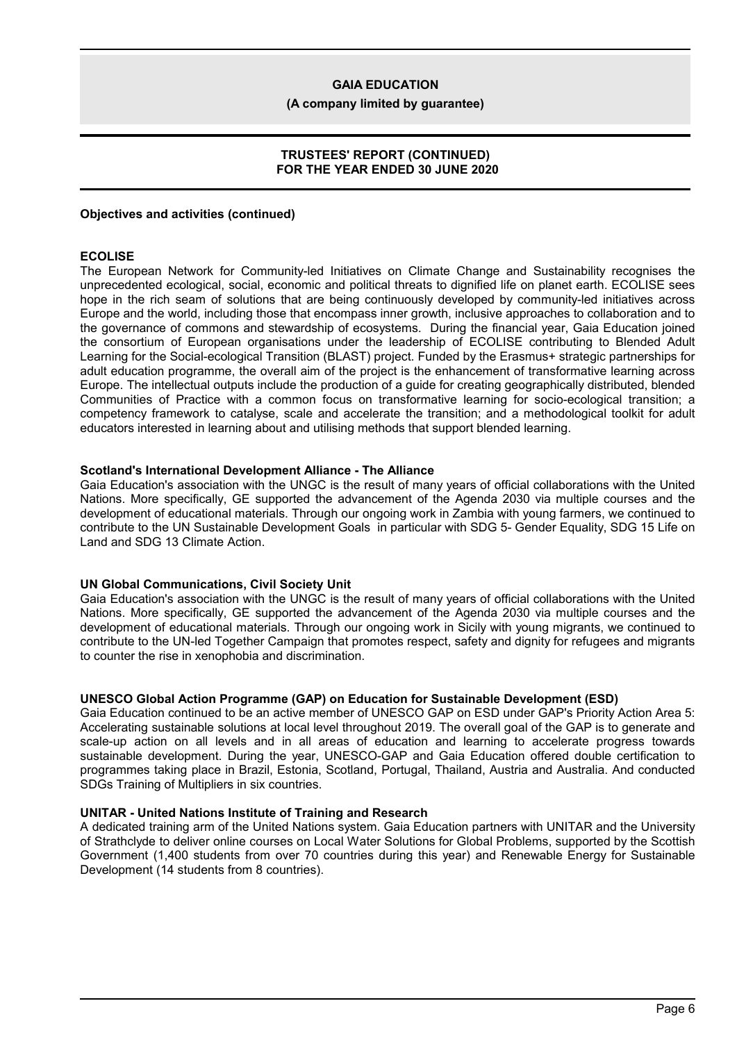**Objectives and activities (continued)**

**ECOLISE**

The European Network for Community-led Initiatives on Climate Change and Sustainability recognises the unprecedented ecological, social, economic and political threats to dignified life on planet earth. ECOLISE sees hope in the rich seam of solutions that are being continuously developed by community-led initiatives across Europe and the world, including those that encompass inner growth, inclusive approaches to collaboration and to the governance of commons and stewardship of ecosystems. During the financial year, Gaia Education joined the consortium of European organisations under the leadership of ECOLISE contributing to Blended Adult Learning for the Social-ecological Transition (BLAST) project. Funded by the Erasmus+ strategic partnerships for adult education programme, the overall aim of the project is the enhancement of transformative learning across Europe. The intellectual outputs include the production of a guide for creating geographically distributed, blended Communities of Practice with a common focus on transformative learning for socio-ecological transition; a competency framework to catalyse, scale and accelerate the transition; and a methodological toolkit for adult educators interested in learning about and utilising methods that support blended learning.

**Scotland's International Development Alliance - The Alliance**

Gaia Education's association with the UNGC is the result of many years of official collaborations with the United Nations. More specifically, GE supported the advancement of the Agenda 2030 via multiple courses and the development of educational materials. Through our ongoing work in Zambia with young farmers, we continued to contribute to the UN Sustainable Development Goals in particular with SDG 5- Gender Equality, SDG 15 Life on Land and SDG 13 Climate Action.

**UN Global Communications, Civil Society Unit**

Gaia Education's association with the UNGC is the result of many years of official collaborations with the United Nations. More specifically, GE supported the advancement of the Agenda 2030 via multiple courses and the development of educational materials. Through our ongoing work in Sicily with young migrants, we continued to contribute to the UN-led Together Campaign that promotes respect, safety and dignity for refugees and migrants to counter the rise in xenophobia and discrimination.

**UNESCO Global Action Programme (GAP) on Education for Sustainable Development (ESD)**

Gaia Education continued to be an active member of UNESCO GAP on ESD under GAP's Priority Action Area 5: Accelerating sustainable solutions at local level throughout 2019. The overall goal of the GAP is to generate and scale-up action on all levels and in all areas of education and learning to accelerate progress towards sustainable development. During the year, UNESCO-GAP and Gaia Education offered double certification to programmes taking place in Brazil, Estonia, Scotland, Portugal, Thailand, Austria and Australia. And conducted SDGs Training of Multipliers in six countries.

**UNITAR - United Nations Institute of Training and Research**

A dedicated training arm of the United Nations system. Gaia Education partners with UNITAR and the University of Strathclyde to deliver online courses on Local Water Solutions for Global Problems, supported by the Scottish Government (1,400 students from over 70 countries during this year) and Renewable Energy for Sustainable Development (14 students from 8 countries).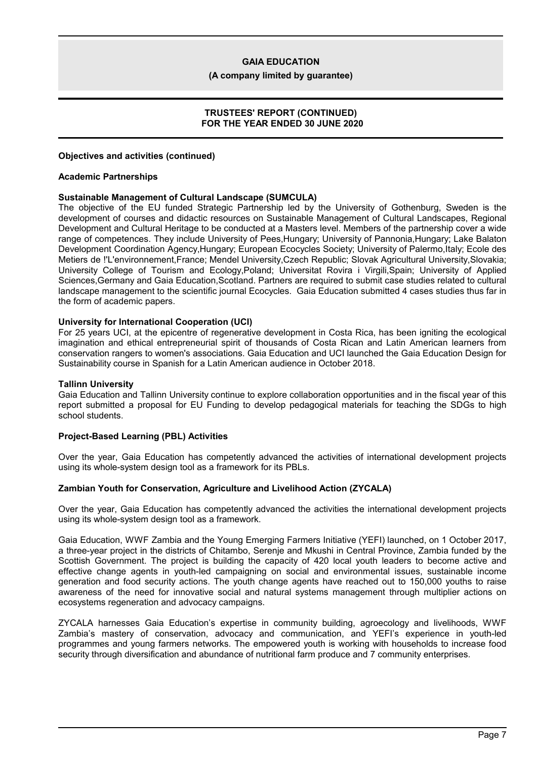**Objectives and activities (continued)**

**Academic Partnerships**

**Sustainable Management of Cultural Landscape (SUMCULA)**

The objective of the EU funded Strategic Partnership led by the University of Gothenburg, Sweden is the development of courses and didactic resources on Sustainable Management of Cultural Landscapes, Regional Development and Cultural Heritage to be conducted at a Masters level. Members of the partnership cover a wide range of competences. They include University of Pees,Hungary; University of Pannonia,Hungary; Lake Balaton Development Coordination Agency,Hungary; European Ecocycles Society; University of Palermo,Italy; Ecole des Metiers de !'L'environnement,France; Mendel University,Czech Republic; Slovak Agricultural University,Slovakia; University College of Tourism and Ecology,Poland; Universitat Rovira i Virgili,Spain; University of Applied Sciences,Germany and Gaia Education,Scotland. Partners are required to submit case studies related to cultural landscape management to the scientific journal Ecocycles. Gaia Education submitted 4 cases studies thus far in the form of academic papers.

**University for International Cooperation (UCI)**

For 25 years UCI, at the epicentre of regenerative development in Costa Rica, has been igniting the ecological imagination and ethical entrepreneurial spirit of thousands of Costa Rican and Latin American learners from conservation rangers to women's associations. Gaia Education and UCI launched the Gaia Education Design for Sustainability course in Spanish for a Latin American audience in October 2018.

**Tallinn University**

Gaia Education and Tallinn University continue to explore collaboration opportunities and in the fiscal year of this report submitted a proposal for EU Funding to develop pedagogical materials for teaching the SDGs to high school students.

**Project-Based Learning (PBL) Activities**

Over the year, Gaia Education has competently advanced the activities of international development projects using its whole-system design tool as a framework for its PBLs.

**Zambian Youth for Conservation, Agriculture and Livelihood Action (ZYCALA)**

Over the year, Gaia Education has competently advanced the activities the international development projects using its whole-system design tool as a framework.

Gaia Education, WWF Zambia and the Young Emerging Farmers Initiative (YEFI) launched, on 1 October 2017, a three-year project in the districts of Chitambo, Serenje and Mkushi in Central Province, Zambia funded by the Scottish Government. The project is building the capacity of 420 local youth leaders to become active and effective change agents in youth-led campaigning on social and environmental issues, sustainable income generation and food security actions. The youth change agents have reached out to 150,000 youths to raise awareness of the need for innovative social and natural systems management through multiplier actions on ecosystems regeneration and advocacy campaigns.

ZYCALA harnesses Gaia Education's expertise in community building, agroecology and livelihoods, WWF Zambia's mastery of conservation, advocacy and communication, and YEFI's experience in youth-led programmes and young farmers networks. The empowered youth is working with households to increase food security through diversification and abundance of nutritional farm produce and 7 community enterprises.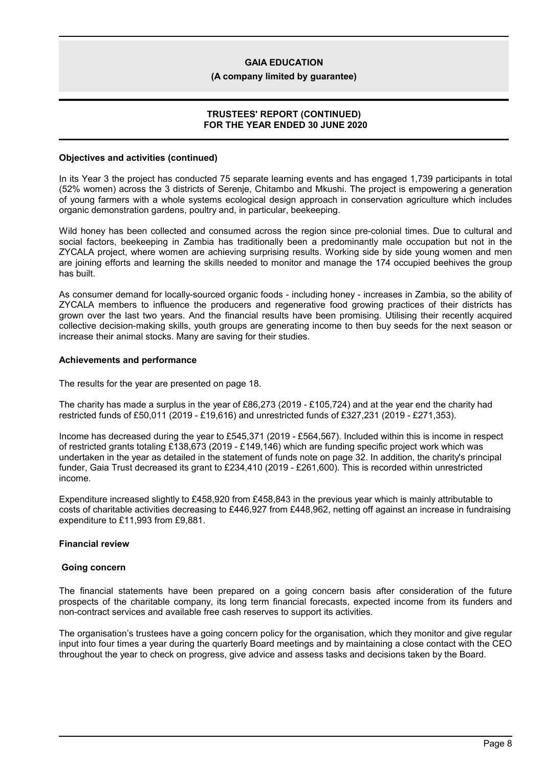**Objectives and activities (continued)**

In its Year 3 the project has conducted 75 separate learning events and has engaged 1,739 participants in total (52% women) across the 3 districts of Serenje, Chitambo and Mkushi. The project is empowering a generation of young farmers with a whole systems ecological design approach in conservation agriculture which includes organic demonstration gardens, poultry and, in particular, beekeeping.

Wild honey has been collected and consumed across the region since pre-colonial times. Due to cultural and social factors, beekeeping in Zambia has traditionally been a predominantly male occupation but not in the ZYCALA project, where women are achieving surprising results. Working side by side young women and men are joining efforts and learning the skills needed to monitor and manage the 174 occupied beehives the group has built.

As consumer demand for locally-sourced organic foods - including honey - increases in Zambia, so the ability of ZYCALA members to influence the producers and regenerative food growing practices of their districts has grown over the last two years. And the financial results have been promising. Utilising their recently acquired collective decision-making skills, youth groups are generating income to then buy seeds for the next season or increase their animal stocks. Many are saving for their studies.

**Achievements and performance**

The results for the year are presented on page 18.

The charity has made a surplus in the year of £86,273 (2019 - £105,724) and at the year end the charity had restricted funds of £50,011 (2019 - £19,616) and unrestricted funds of £327,231 (2019 - £271,353).

Income has decreased during the year to £545,371 (2019 - £564,567). Included within this is income in respect of restricted grants totaling £138,673 (2019 - £149,146) which are funding specific project work which was undertaken in the year as detailed in the statement of funds note on page 32. In addition, the charity's principal funder, Gaia Trust decreased its grant to £234,410 (2019 - £261,600). This is recorded within unrestricted income.

Expenditure increased slightly to £458,920 from £458,843 in the previous year which is mainly attributable to costs of charitable activities decreasing to £446,927 from £448,962, netting off against an increase in fundraising expenditure to £11,993 from £9,881.

**Financial review**

**Going concern**

The financial statements have been prepared on a going concern basis after consideration of the future prospects of the charitable company, its long term financial forecasts, expected income from its funders and non-contract services and available free cash reserves to support its activities.

The organisation's trustees have a going concern policy for the organisation, which they monitor and give regular input into four times a year during the quarterly Board meetings and by maintaining a close contact with the CEO throughout the year to check on progress, give advice and assess tasks and decisions taken by the Board.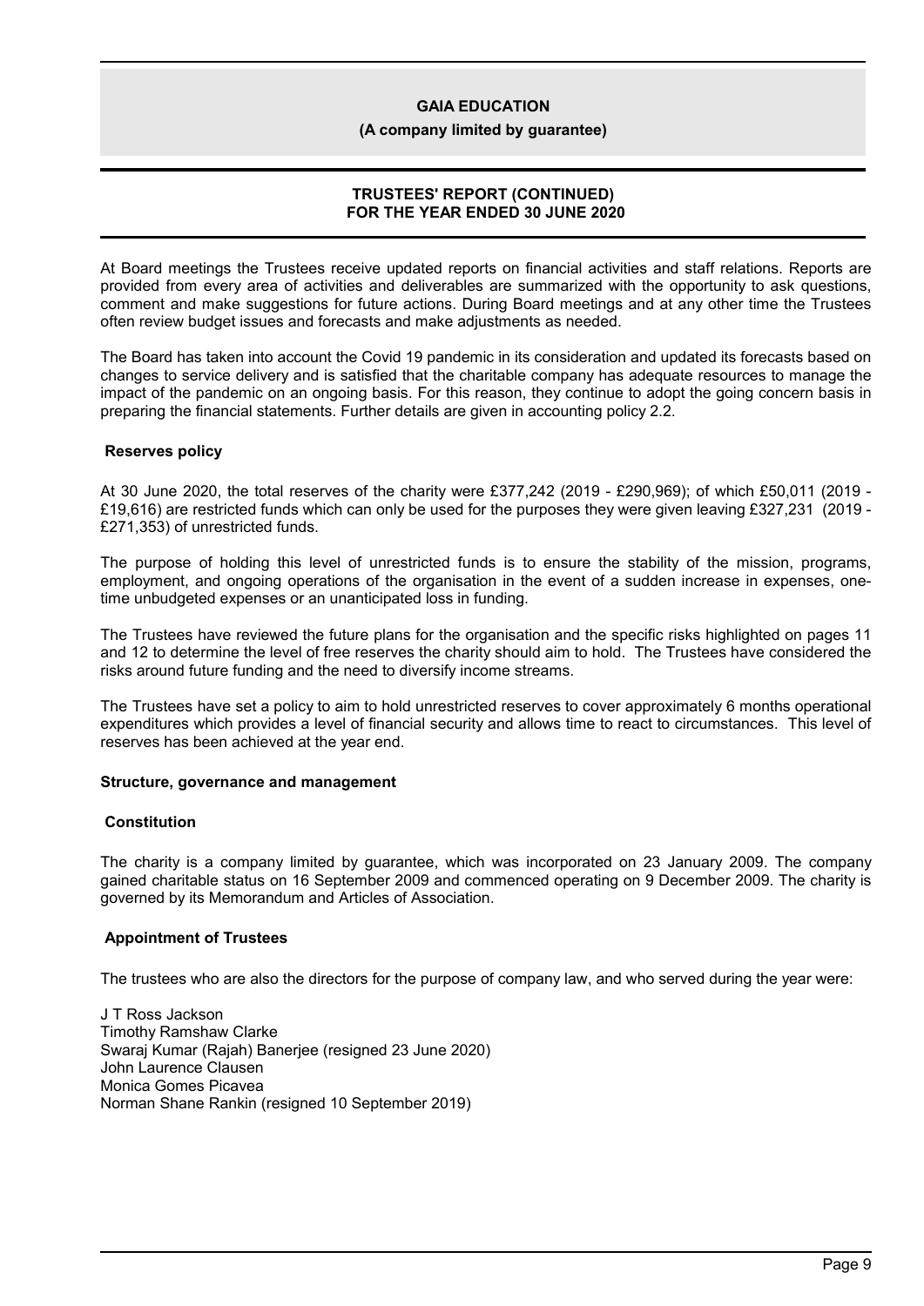At Board meetings the Trustees receive updated reports on financial activities and staff relations. Reports are provided from every area of activities and deliverables are summarized with the opportunity to ask questions, comment and make suggestions for future actions. During Board meetings and at any other time the Trustees often review budget issues and forecasts and make adjustments as needed.

The Board has taken into account the Covid 19 pandemic in its consideration and updated its forecasts based on changes to service delivery and is satisfied that the charitable company has adequate resources to manage the impact of the pandemic on an ongoing basis. For this reason, they continue to adopt the going concern basis in preparing the financial statements. Further details are given in accounting policy 2.2.

### Reserves policy

At 30 June 2020, the total reserves of the charity were £377,242 (2019 - £290,969); of which £50,011 (2019 - £19,616) are restricted funds which can only be used for the purposes they were given leaving £327,231 (2019 - £271,353) of unrestricted funds.

The purpose of holding this level of unrestricted funds is to ensure the stability of the mission, programs, employment, and ongoing operations of the organisation in the event of a sudden increase in expenses, one-time unbudgeted expenses or an unanticipated loss in funding.

The Trustees have reviewed the future plans for the organisation and the specific risks highlighted on pages 11 and 12 to determine the level of free reserves the charity should aim to hold. The Trustees have considered the risks around future funding and the need to diversify income streams.

The Trustees have set a policy to aim to hold unrestricted reserves to cover approximately 6 months operational expenditures which provides a level of financial security and allows time to react to circumstances. This level of reserves has been achieved at the year end.

## Structure, governance and management

### Constitution

The charity is a company limited by guarantee, which was incorporated on 23 January 2009. The company gained charitable status on 16 September 2009 and commenced operating on 9 December 2009. The charity is governed by its Memorandum and Articles of Association.

### Appointment of Trustees

The trustees who are also the directors for the purpose of company law, and who served during the year were:

J T Ross Jackson
Timothy Ramshaw Clarke
Swaraj Kumar (Rajah) Banerjee (resigned 23 June 2020)
John Laurence Clausen
Monica Gomes Picavea
Norman Shane Rankin (resigned 10 September 2019)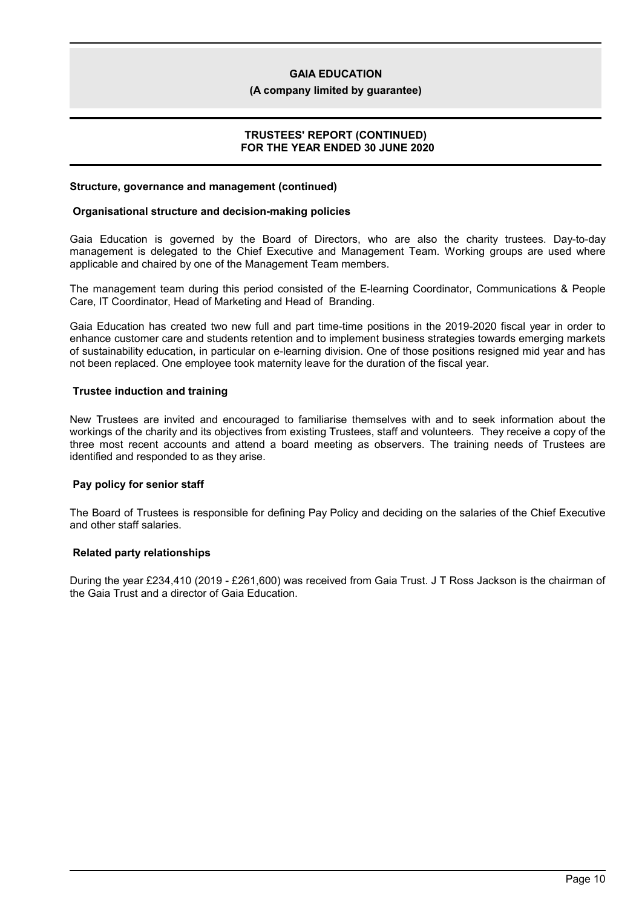**Structure, governance and management (continued)**

**Organisational structure and decision-making policies**

Gaia Education is governed by the Board of Directors, who are also the charity trustees. Day-to-day management is delegated to the Chief Executive and Management Team. Working groups are used where applicable and chaired by one of the Management Team members.

The management team during this period consisted of the E-learning Coordinator, Communications & People Care, IT Coordinator, Head of Marketing and Head of Branding.

Gaia Education has created two new full and part time-time positions in the 2019-2020 fiscal year in order to enhance customer care and students retention and to implement business strategies towards emerging markets of sustainability education, in particular on e-learning division. One of those positions resigned mid year and has not been replaced. One employee took maternity leave for the duration of the fiscal year.

**Trustee induction and training**

New Trustees are invited and encouraged to familiarise themselves with and to seek information about the workings of the charity and its objectives from existing Trustees, staff and volunteers. They receive a copy of the three most recent accounts and attend a board meeting as observers. The training needs of Trustees are identified and responded to as they arise.

**Pay policy for senior staff**

The Board of Trustees is responsible for defining Pay Policy and deciding on the salaries of the Chief Executive and other staff salaries.

**Related party relationships**

During the year £234,410 (2019 - £261,600) was received from Gaia Trust. J T Ross Jackson is the chairman of the Gaia Trust and a director of Gaia Education.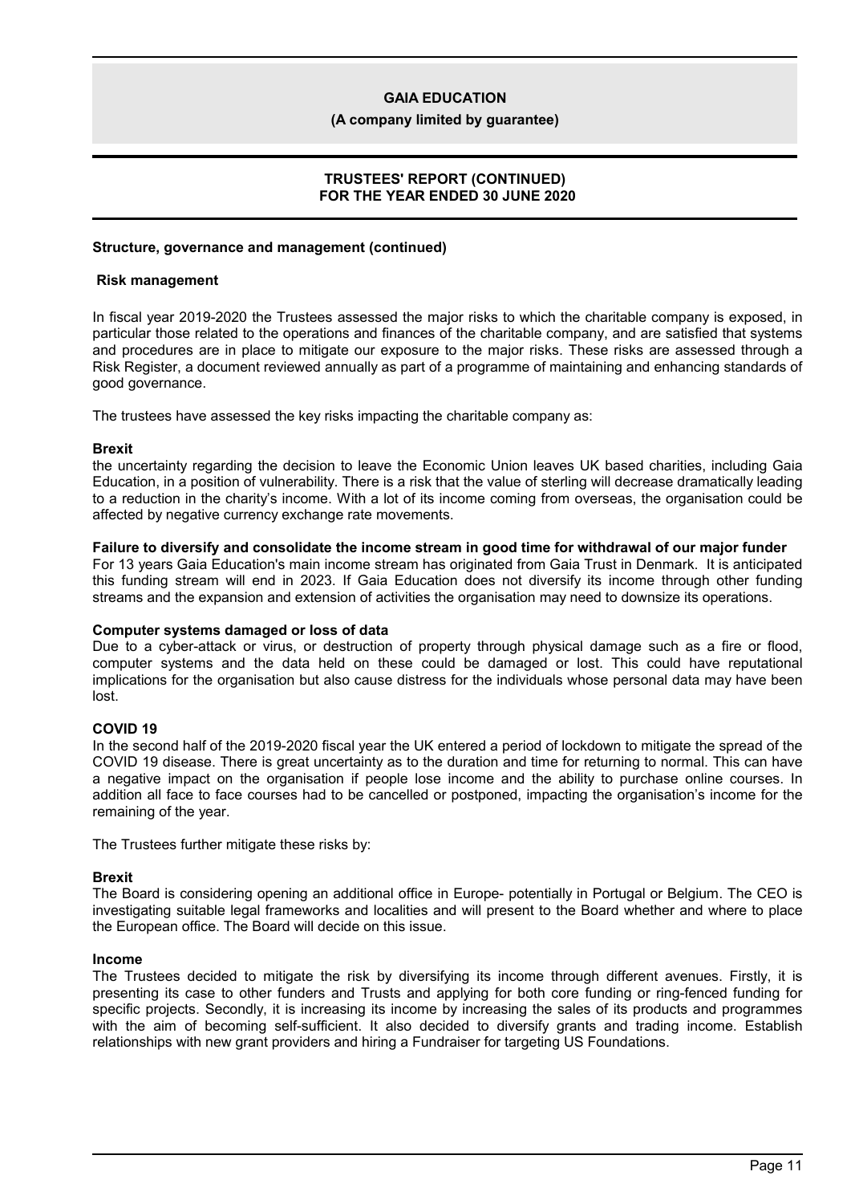## Structure, governance and management (continued)

### Risk management

In fiscal year 2019-2020 the Trustees assessed the major risks to which the charitable company is exposed, in particular those related to the operations and finances of the charitable company, and are satisfied that systems and procedures are in place to mitigate our exposure to the major risks. These risks are assessed through a Risk Register, a document reviewed annually as part of a programme of maintaining and enhancing standards of good governance.

The trustees have assessed the key risks impacting the charitable company as:

**Brexit**

the uncertainty regarding the decision to leave the Economic Union leaves UK based charities, including Gaia Education, in a position of vulnerability. There is a risk that the value of sterling will decrease dramatically leading to a reduction in the charity's income. With a lot of its income coming from overseas, the organisation could be affected by negative currency exchange rate movements.

**Failure to diversify and consolidate the income stream in good time for withdrawal of our major funder**

For 13 years Gaia Education's main income stream has originated from Gaia Trust in Denmark. It is anticipated this funding stream will end in 2023. If Gaia Education does not diversify its income through other funding streams and the expansion and extension of activities the organisation may need to downsize its operations.

**Computer systems damaged or loss of data**

Due to a cyber-attack or virus, or destruction of property through physical damage such as a fire or flood, computer systems and the data held on these could be damaged or lost. This could have reputational implications for the organisation but also cause distress for the individuals whose personal data may have been lost.

**COVID 19**

In the second half of the 2019-2020 fiscal year the UK entered a period of lockdown to mitigate the spread of the COVID 19 disease. There is great uncertainty as to the duration and time for returning to normal. This can have a negative impact on the organisation if people lose income and the ability to purchase online courses. In addition all face to face courses had to be cancelled or postponed, impacting the organisation's income for the remaining of the year.

The Trustees further mitigate these risks by:

**Brexit**

The Board is considering opening an additional office in Europe- potentially in Portugal or Belgium. The CEO is investigating suitable legal frameworks and localities and will present to the Board whether and where to place the European office. The Board will decide on this issue.

**Income**

The Trustees decided to mitigate the risk by diversifying its income through different avenues. Firstly, it is presenting its case to other funders and Trusts and applying for both core funding or ring-fenced funding for specific projects. Secondly, it is increasing its income by increasing the sales of its products and programmes with the aim of becoming self-sufficient. It also decided to diversify grants and trading income. Establish relationships with new grant providers and hiring a Fundraiser for targeting US Foundations.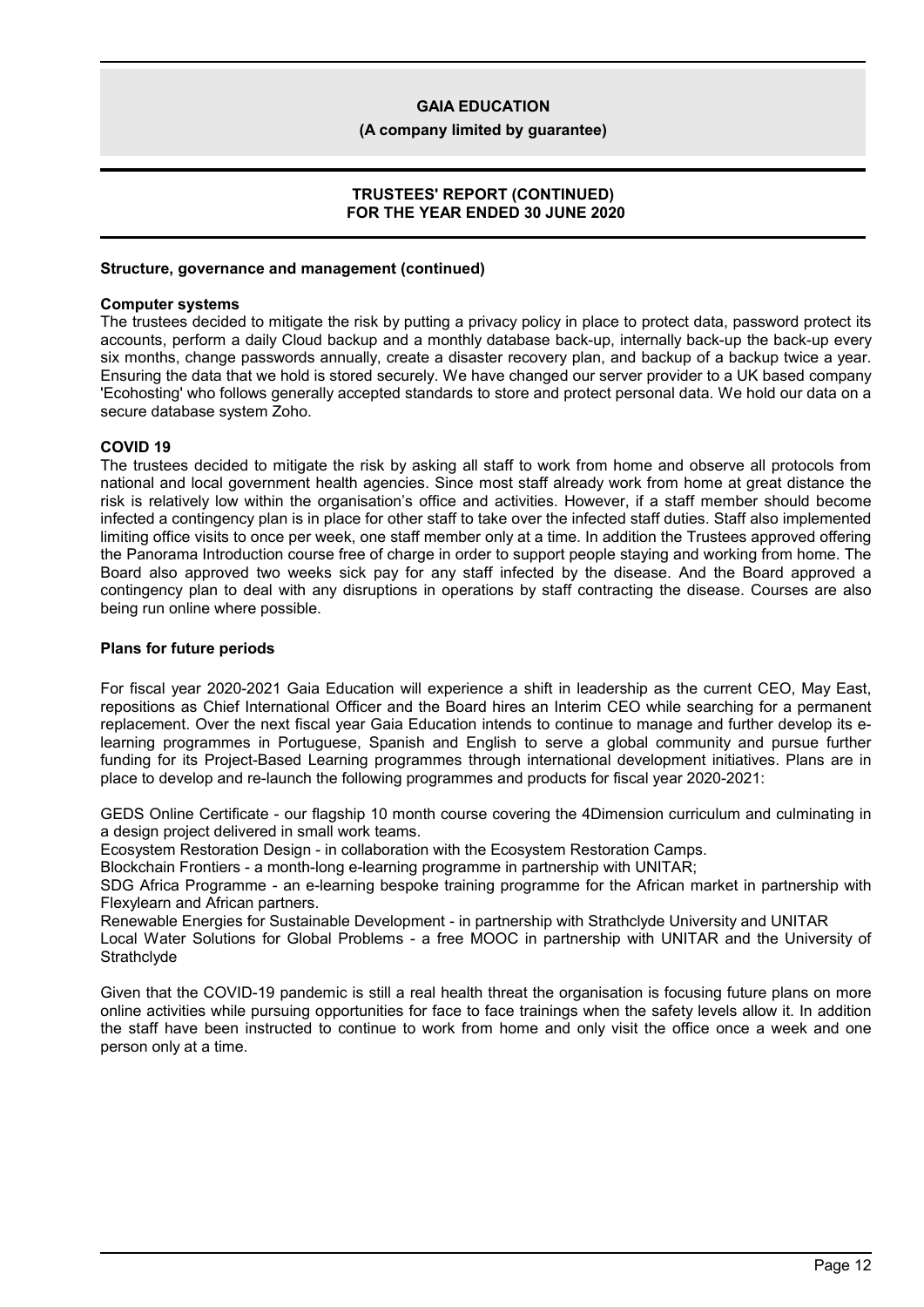**Structure, governance and management (continued)**

**Computer systems**

The trustees decided to mitigate the risk by putting a privacy policy in place to protect data, password protect its accounts, perform a daily Cloud backup and a monthly database back-up, internally back-up the back-up every six months, change passwords annually, create a disaster recovery plan, and backup of a backup twice a year. Ensuring the data that we hold is stored securely. We have changed our server provider to a UK based company 'Ecohosting' who follows generally accepted standards to store and protect personal data. We hold our data on a secure database system Zoho.

**COVID 19**

The trustees decided to mitigate the risk by asking all staff to work from home and observe all protocols from national and local government health agencies. Since most staff already work from home at great distance the risk is relatively low within the organisation's office and activities. However, if a staff member should become infected a contingency plan is in place for other staff to take over the infected staff duties. Staff also implemented limiting office visits to once per week, one staff member only at a time. In addition the Trustees approved offering the Panorama Introduction course free of charge in order to support people staying and working from home. The Board also approved two weeks sick pay for any staff infected by the disease. And the Board approved a contingency plan to deal with any disruptions in operations by staff contracting the disease. Courses are also being run online where possible.

**Plans for future periods**

For fiscal year 2020-2021 Gaia Education will experience a shift in leadership as the current CEO, May East, repositions as Chief International Officer and the Board hires an Interim CEO while searching for a permanent replacement. Over the next fiscal year Gaia Education intends to continue to manage and further develop its e-learning programmes in Portuguese, Spanish and English to serve a global community and pursue further funding for its Project-Based Learning programmes through international development initiatives. Plans are in place to develop and re-launch the following programmes and products for fiscal year 2020-2021:

GEDS Online Certificate - our flagship 10 month course covering the 4Dimension curriculum and culminating in a design project delivered in small work teams.

Ecosystem Restoration Design - in collaboration with the Ecosystem Restoration Camps.

Blockchain Frontiers - a month-long e-learning programme in partnership with UNITAR;

SDG Africa Programme - an e-learning bespoke training programme for the African market in partnership with Flexylearn and African partners.

Renewable Energies for Sustainable Development - in partnership with Strathclyde University and UNITAR

Local Water Solutions for Global Problems - a free MOOC in partnership with UNITAR and the University of Strathclyde

Given that the COVID-19 pandemic is still a real health threat the organisation is focusing future plans on more online activities while pursuing opportunities for face to face trainings when the safety levels allow it. In addition the staff have been instructed to continue to work from home and only visit the office once a week and one person only at a time.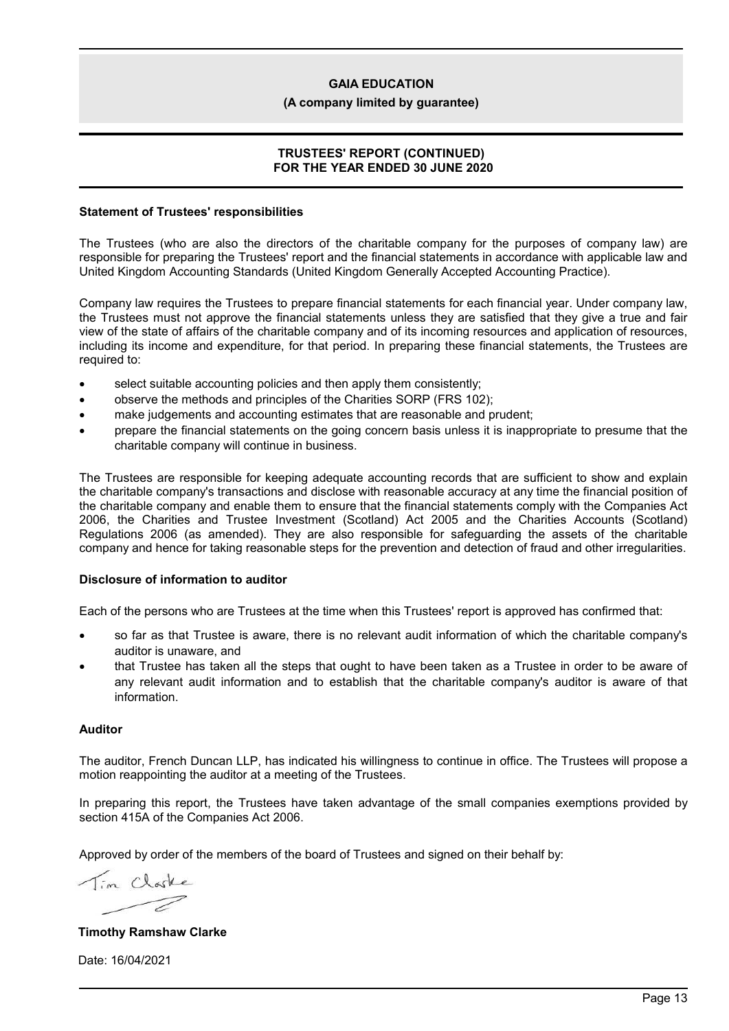# GAIA EDUCATION

**(A company limited by guarantee)**

## TRUSTEES' REPORT (CONTINUED)
## FOR THE YEAR ENDED 30 JUNE 2020

### Statement of Trustees' responsibilities

The Trustees (who are also the directors of the charitable company for the purposes of company law) are responsible for preparing the Trustees' report and the financial statements in accordance with applicable law and United Kingdom Accounting Standards (United Kingdom Generally Accepted Accounting Practice).

Company law requires the Trustees to prepare financial statements for each financial year. Under company law, the Trustees must not approve the financial statements unless they are satisfied that they give a true and fair view of the state of affairs of the charitable company and of its incoming resources and application of resources, including its income and expenditure, for that period. In preparing these financial statements, the Trustees are required to:

- select suitable accounting policies and then apply them consistently;
- observe the methods and principles of the Charities SORP (FRS 102);
- make judgements and accounting estimates that are reasonable and prudent;
- prepare the financial statements on the going concern basis unless it is inappropriate to presume that the charitable company will continue in business.

The Trustees are responsible for keeping adequate accounting records that are sufficient to show and explain the charitable company's transactions and disclose with reasonable accuracy at any time the financial position of the charitable company and enable them to ensure that the financial statements comply with the Companies Act 2006, the Charities and Trustee Investment (Scotland) Act 2005 and the Charities Accounts (Scotland) Regulations 2006 (as amended). They are also responsible for safeguarding the assets of the charitable company and hence for taking reasonable steps for the prevention and detection of fraud and other irregularities.

### Disclosure of information to auditor

Each of the persons who are Trustees at the time when this Trustees' report is approved has confirmed that:

- so far as that Trustee is aware, there is no relevant audit information of which the charitable company's auditor is unaware, and
- that Trustee has taken all the steps that ought to have been taken as a Trustee in order to be aware of any relevant audit information and to establish that the charitable company's auditor is aware of that information.

### Auditor

The auditor, French Duncan LLP, has indicated his willingness to continue in office. The Trustees will propose a motion reappointing the auditor at a meeting of the Trustees.

In preparing this report, the Trustees have taken advantage of the small companies exemptions provided by section 415A of the Companies Act 2006.

Approved by order of the members of the board of Trustees and signed on their behalf by:

Tim Clarke

**Timothy Ramshaw Clarke**

Date: 16/04/2021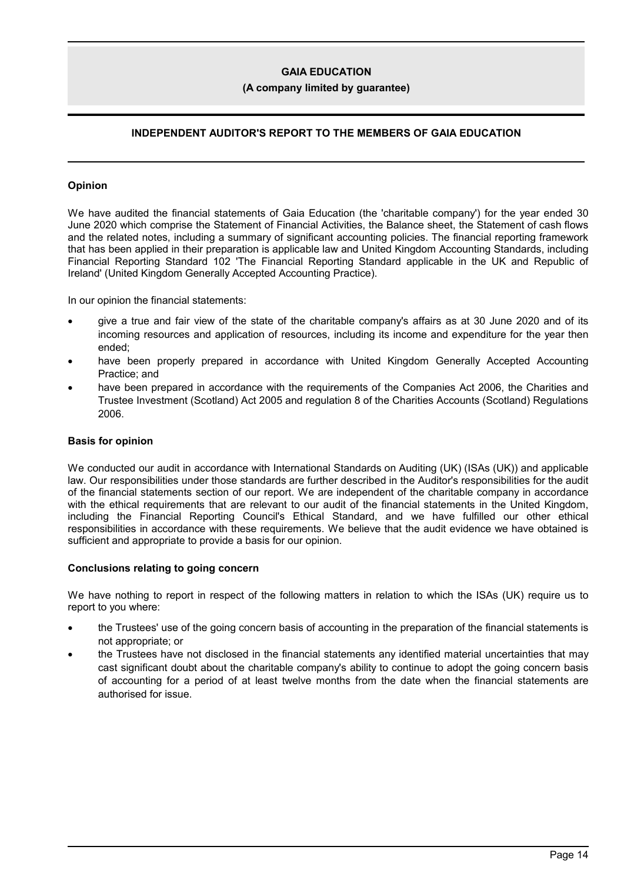**GAIA EDUCATION**

**(A company limited by guarantee)**

## INDEPENDENT AUDITOR'S REPORT TO THE MEMBERS OF GAIA EDUCATION

### Opinion

We have audited the financial statements of Gaia Education (the 'charitable company') for the year ended 30 June 2020 which comprise the Statement of Financial Activities, the Balance sheet, the Statement of cash flows and the related notes, including a summary of significant accounting policies. The financial reporting framework that has been applied in their preparation is applicable law and United Kingdom Accounting Standards, including Financial Reporting Standard 102 'The Financial Reporting Standard applicable in the UK and Republic of Ireland' (United Kingdom Generally Accepted Accounting Practice).

In our opinion the financial statements:

- give a true and fair view of the state of the charitable company's affairs as at 30 June 2020 and of its incoming resources and application of resources, including its income and expenditure for the year then ended;
- have been properly prepared in accordance with United Kingdom Generally Accepted Accounting Practice; and
- have been prepared in accordance with the requirements of the Companies Act 2006, the Charities and Trustee Investment (Scotland) Act 2005 and regulation 8 of the Charities Accounts (Scotland) Regulations 2006.

### Basis for opinion

We conducted our audit in accordance with International Standards on Auditing (UK) (ISAs (UK)) and applicable law. Our responsibilities under those standards are further described in the Auditor's responsibilities for the audit of the financial statements section of our report. We are independent of the charitable company in accordance with the ethical requirements that are relevant to our audit of the financial statements in the United Kingdom, including the Financial Reporting Council's Ethical Standard, and we have fulfilled our other ethical responsibilities in accordance with these requirements. We believe that the audit evidence we have obtained is sufficient and appropriate to provide a basis for our opinion.

### Conclusions relating to going concern

We have nothing to report in respect of the following matters in relation to which the ISAs (UK) require us to report to you where:

- the Trustees' use of the going concern basis of accounting in the preparation of the financial statements is not appropriate; or
- the Trustees have not disclosed in the financial statements any identified material uncertainties that may cast significant doubt about the charitable company's ability to continue to adopt the going concern basis of accounting for a period of at least twelve months from the date when the financial statements are authorised for issue.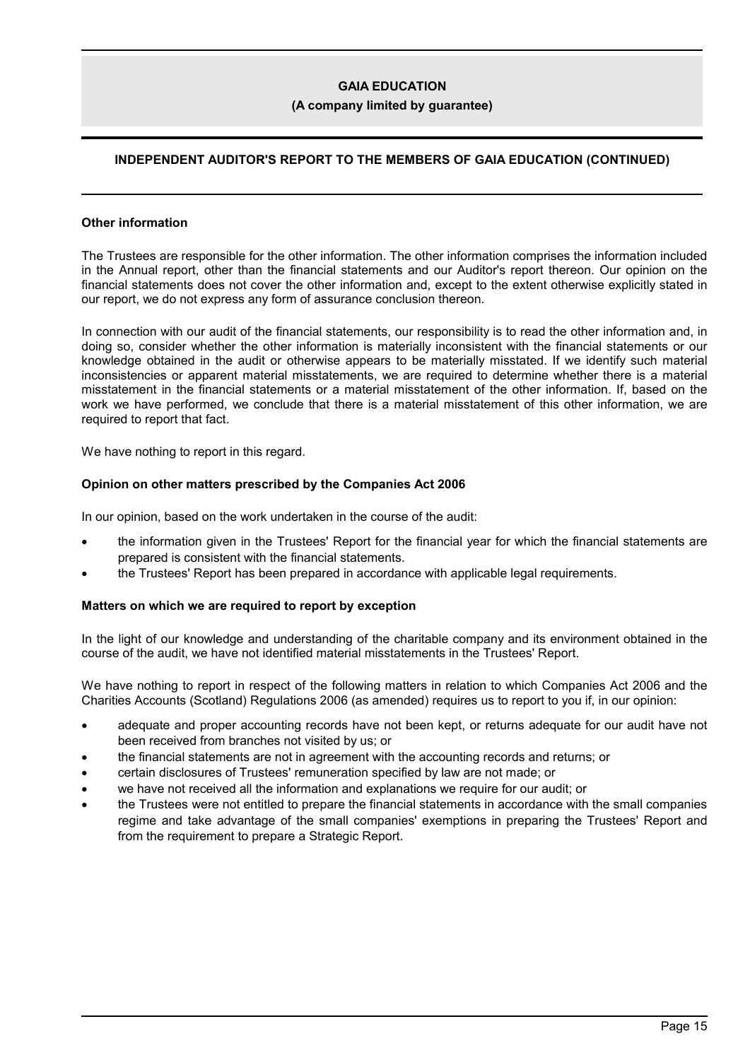## INDEPENDENT AUDITOR'S REPORT TO THE MEMBERS OF GAIA EDUCATION (CONTINUED)

### Other information

The Trustees are responsible for the other information. The other information comprises the information included in the Annual report, other than the financial statements and our Auditor's report thereon. Our opinion on the financial statements does not cover the other information and, except to the extent otherwise explicitly stated in our report, we do not express any form of assurance conclusion thereon.

In connection with our audit of the financial statements, our responsibility is to read the other information and, in doing so, consider whether the other information is materially inconsistent with the financial statements or our knowledge obtained in the audit or otherwise appears to be materially misstated. If we identify such material inconsistencies or apparent material misstatements, we are required to determine whether there is a material misstatement in the financial statements or a material misstatement of the other information. If, based on the work we have performed, we conclude that there is a material misstatement of this other information, we are required to report that fact.

We have nothing to report in this regard.

### Opinion on other matters prescribed by the Companies Act 2006

In our opinion, based on the work undertaken in the course of the audit:

- the information given in the Trustees' Report for the financial year for which the financial statements are prepared is consistent with the financial statements.
- the Trustees' Report has been prepared in accordance with applicable legal requirements.

### Matters on which we are required to report by exception

In the light of our knowledge and understanding of the charitable company and its environment obtained in the course of the audit, we have not identified material misstatements in the Trustees' Report.

We have nothing to report in respect of the following matters in relation to which Companies Act 2006 and the Charities Accounts (Scotland) Regulations 2006 (as amended) requires us to report to you if, in our opinion:

- adequate and proper accounting records have not been kept, or returns adequate for our audit have not been received from branches not visited by us; or
- the financial statements are not in agreement with the accounting records and returns; or
- certain disclosures of Trustees' remuneration specified by law are not made; or
- we have not received all the information and explanations we require for our audit; or
- the Trustees were not entitled to prepare the financial statements in accordance with the small companies regime and take advantage of the small companies' exemptions in preparing the Trustees' Report and from the requirement to prepare a Strategic Report.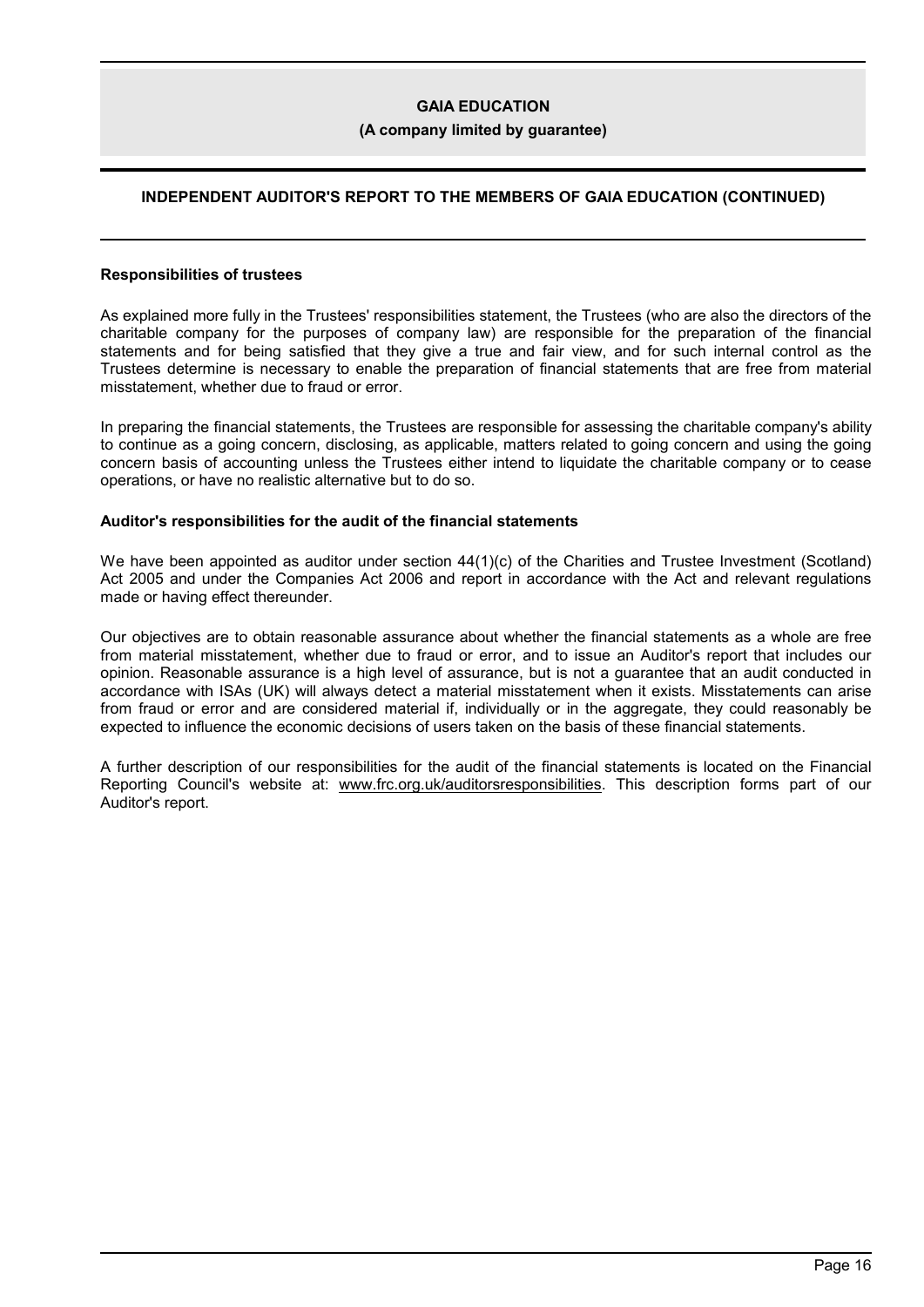## Responsibilities of trustees

As explained more fully in the Trustees' responsibilities statement, the Trustees (who are also the directors of the charitable company for the purposes of company law) are responsible for the preparation of the financial statements and for being satisfied that they give a true and fair view, and for such internal control as the Trustees determine is necessary to enable the preparation of financial statements that are free from material misstatement, whether due to fraud or error.

In preparing the financial statements, the Trustees are responsible for assessing the charitable company's ability to continue as a going concern, disclosing, as applicable, matters related to going concern and using the going concern basis of accounting unless the Trustees either intend to liquidate the charitable company or to cease operations, or have no realistic alternative but to do so.

## Auditor's responsibilities for the audit of the financial statements

We have been appointed as auditor under section 44(1)(c) of the Charities and Trustee Investment (Scotland) Act 2005 and under the Companies Act 2006 and report in accordance with the Act and relevant regulations made or having effect thereunder.

Our objectives are to obtain reasonable assurance about whether the financial statements as a whole are free from material misstatement, whether due to fraud or error, and to issue an Auditor's report that includes our opinion. Reasonable assurance is a high level of assurance, but is not a guarantee that an audit conducted in accordance with ISAs (UK) will always detect a material misstatement when it exists. Misstatements can arise from fraud or error and are considered material if, individually or in the aggregate, they could reasonably be expected to influence the economic decisions of users taken on the basis of these financial statements.

A further description of our responsibilities for the audit of the financial statements is located on the Financial Reporting Council's website at: www.frc.org.uk/auditorsresponsibilities. This description forms part of our Auditor's report.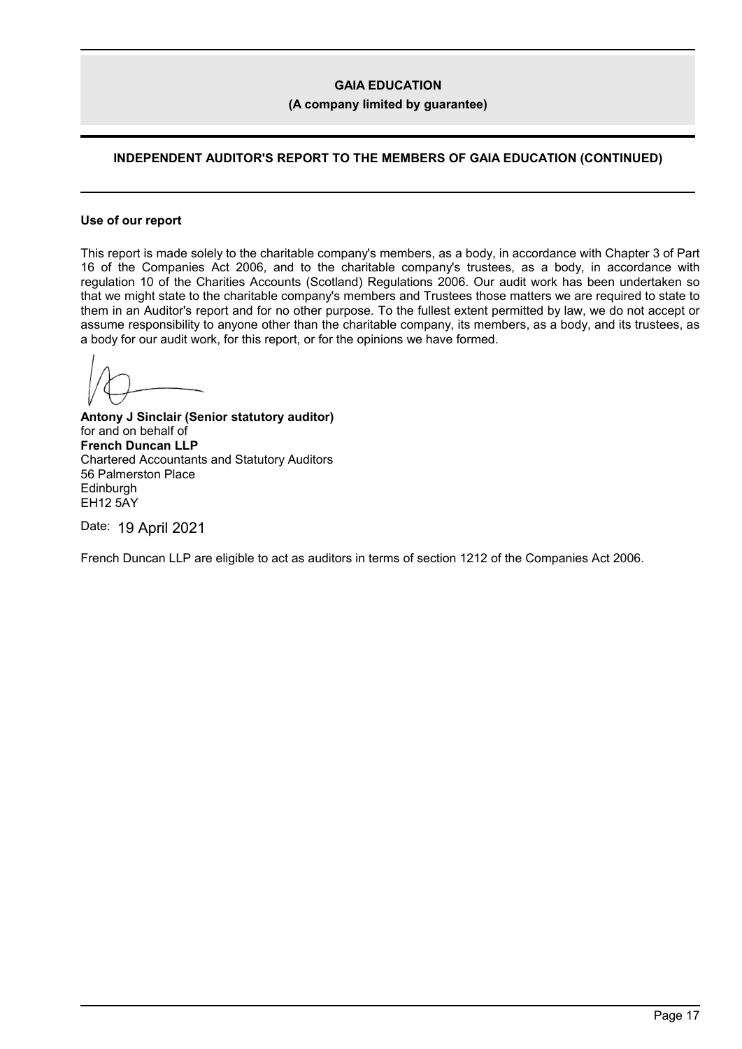## INDEPENDENT AUDITOR'S REPORT TO THE MEMBERS OF GAIA EDUCATION (CONTINUED)

### Use of our report

This report is made solely to the charitable company's members, as a body, in accordance with Chapter 3 of Part 16 of the Companies Act 2006, and to the charitable company's trustees, as a body, in accordance with regulation 10 of the Charities Accounts (Scotland) Regulations 2006. Our audit work has been undertaken so that we might state to the charitable company's members and Trustees those matters we are required to state to them in an Auditor's report and for no other purpose. To the fullest extent permitted by law, we do not accept or assume responsibility to anyone other than the charitable company, its members, as a body, and its trustees, as a body for our audit work, for this report, or for the opinions we have formed.

**Antony J Sinclair (Senior statutory auditor)**
for and on behalf of
**French Duncan LLP**
Chartered Accountants and Statutory Auditors
56 Palmerston Place
Edinburgh
EH12 5AY

Date: 19 April 2021

French Duncan LLP are eligible to act as auditors in terms of section 1212 of the Companies Act 2006.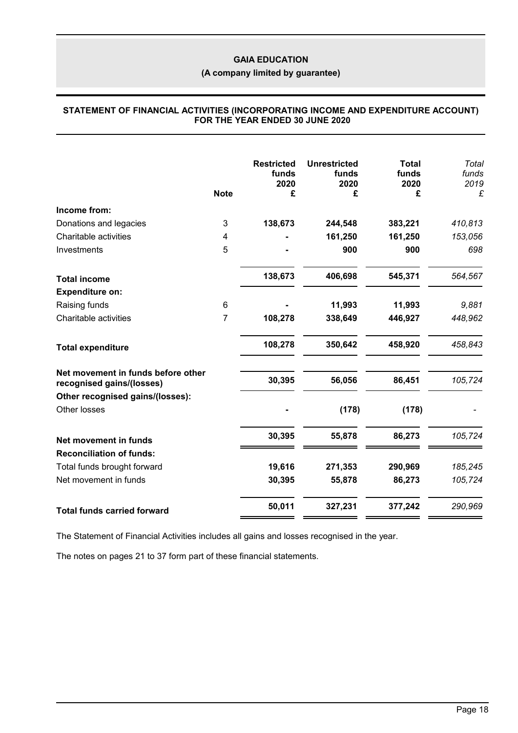**GAIA EDUCATION**

**(A company limited by guarantee)**

**STATEMENT OF FINANCIAL ACTIVITIES (INCORPORATING INCOME AND EXPENDITURE ACCOUNT) FOR THE YEAR ENDED 30 JUNE 2020**

| | Note | Restricted funds 2020 £ | Unrestricted funds 2020 £ | Total funds 2020 £ | *Total funds 2019 £* |
|---|---|---|---|---|---|
| **Income from:** | | | | | |
| Donations and legacies | 3 | **138,673** | **244,548** | **383,221** | *410,813* |
| Charitable activities | 4 | **-** | **161,250** | **161,250** | *153,056* |
| Investments | 5 | **-** | **900** | **900** | *698* |
| **Total income** | | **138,673** | **406,698** | **545,371** | *564,567* |
| **Expenditure on:** | | | | | |
| Raising funds | 6 | **-** | **11,993** | **11,993** | *9,881* |
| Charitable activities | 7 | **108,278** | **338,649** | **446,927** | *448,962* |
| **Total expenditure** | | **108,278** | **350,642** | **458,920** | *458,843* |
| **Net movement in funds before other recognised gains/(losses)** | | **30,395** | **56,056** | **86,451** | *105,724* |
| **Other recognised gains/(losses):** | | | | | |
| Other losses | | **-** | **(178)** | **(178)** | *-* |
| **Net movement in funds** | | **30,395** | **55,878** | **86,273** | *105,724* |
| **Reconciliation of funds:** | | | | | |
| Total funds brought forward | | **19,616** | **271,353** | **290,969** | *185,245* |
| Net movement in funds | | **30,395** | **55,878** | **86,273** | *105,724* |
| **Total funds carried forward** | | **50,011** | **327,231** | **377,242** | *290,969* |

The Statement of Financial Activities includes all gains and losses recognised in the year.

The notes on pages 21 to 37 form part of these financial statements.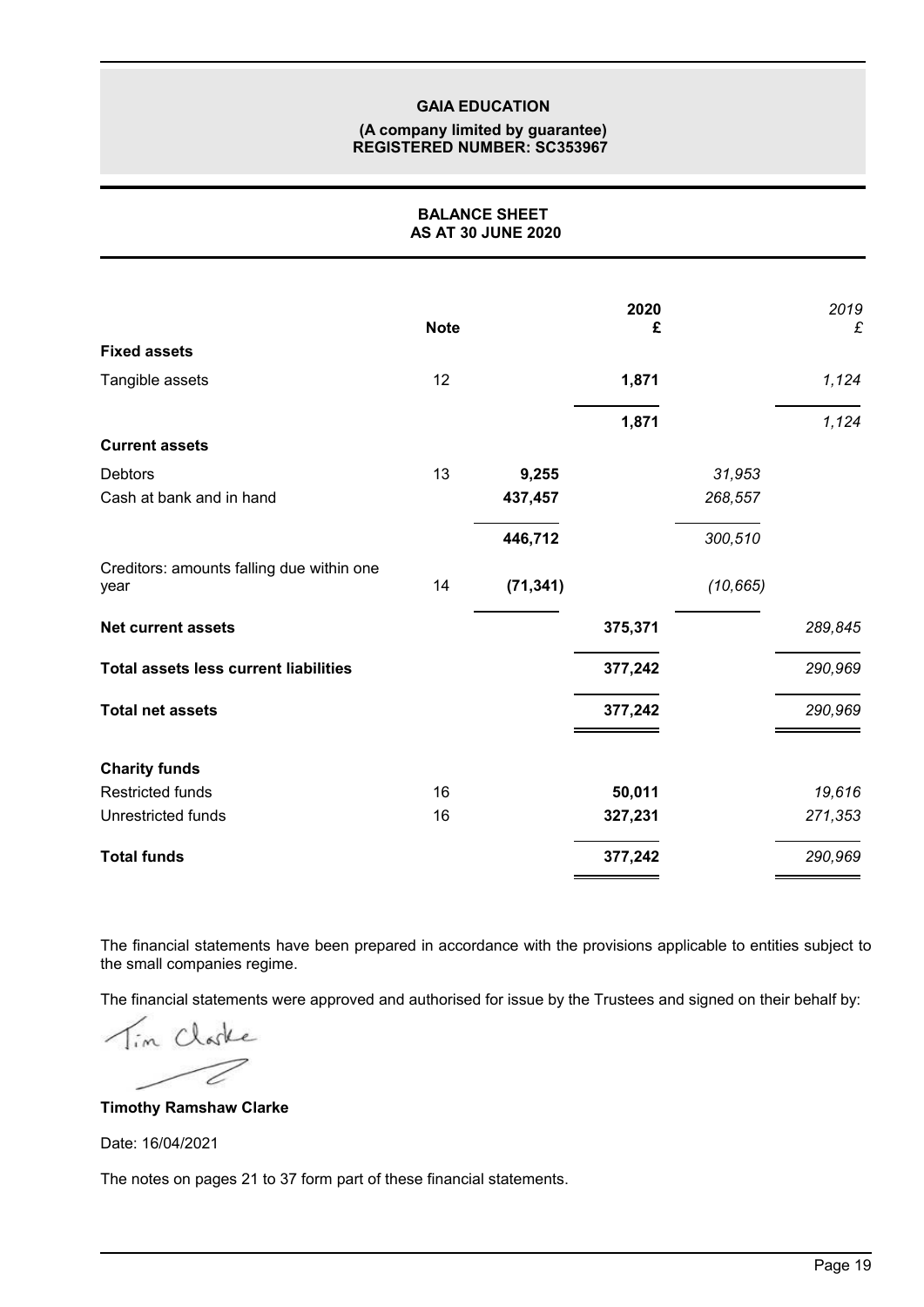**GAIA EDUCATION**

**(A company limited by guarantee)**
**REGISTERED NUMBER: SC353967**

## BALANCE SHEET
## AS AT 30 JUNE 2020

| | Note | | 2020 £ | | *2019 £* |
|---|---|---|---|---|---|
| **Fixed assets** | | | | | |
| Tangible assets | 12 | | **1,871** | | *1,124* |
| | | | **1,871** | | *1,124* |
| **Current assets** | | | | | |
| Debtors | 13 | **9,255** | | *31,953* | |
| Cash at bank and in hand | | **437,457** | | *268,557* | |
| | | **446,712** | | *300,510* | |
| Creditors: amounts falling due within one year | 14 | **(71,341)** | | *(10,665)* | |
| **Net current assets** | | | **375,371** | | *289,845* |
| **Total assets less current liabilities** | | | **377,242** | | *290,969* |
| **Total net assets** | | | **377,242** | | *290,969* |
| **Charity funds** | | | | | |
| Restricted funds | 16 | | **50,011** | | *19,616* |
| Unrestricted funds | 16 | | **327,231** | | *271,353* |
| **Total funds** | | | **377,242** | | *290,969* |

The financial statements have been prepared in accordance with the provisions applicable to entities subject to the small companies regime.

The financial statements were approved and authorised for issue by the Trustees and signed on their behalf by:

Tim Clarke

**Timothy Ramshaw Clarke**

Date: 16/04/2021

The notes on pages 21 to 37 form part of these financial statements.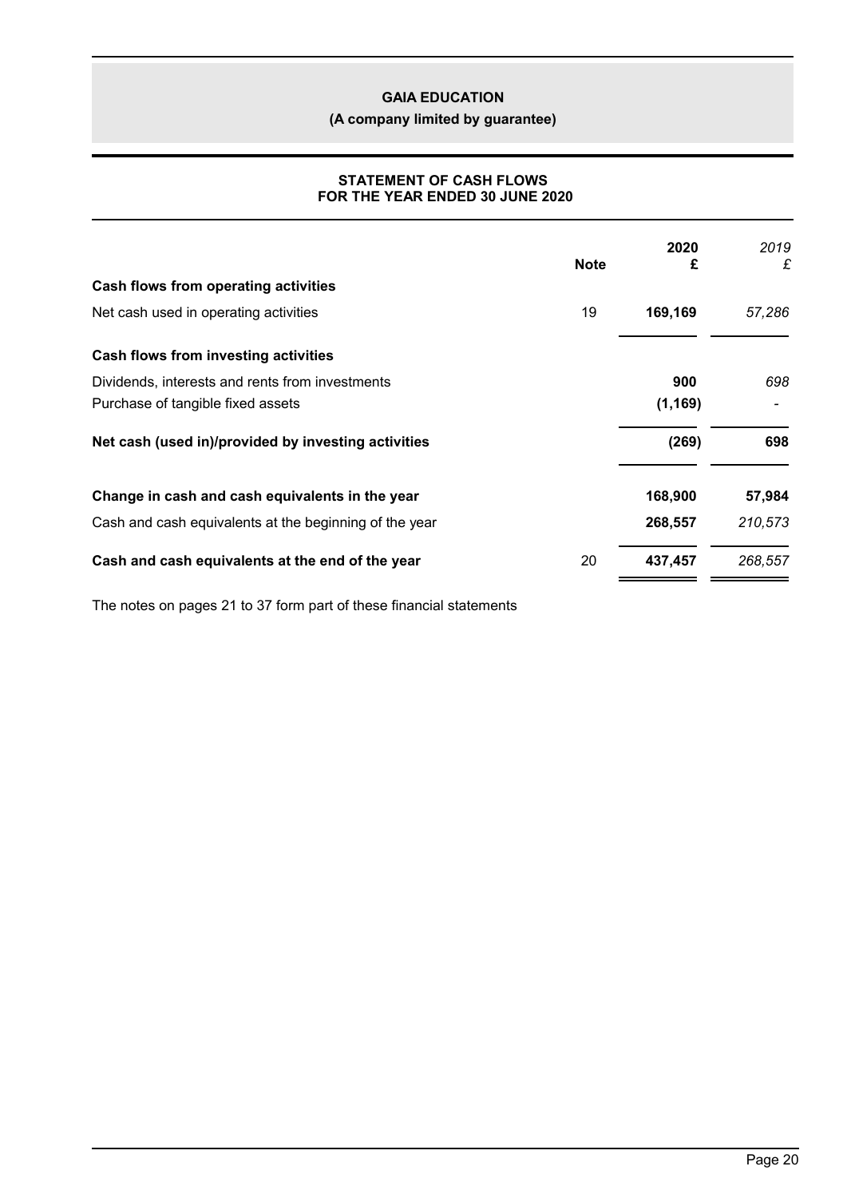**GAIA EDUCATION**

**(A company limited by guarantee)**

**STATEMENT OF CASH FLOWS**
**FOR THE YEAR ENDED 30 JUNE 2020**

| | Note | 2020 £ | *2019 £* |
|---|---|---|---|
| **Cash flows from operating activities** | | | |
| Net cash used in operating activities | 19 | **169,169** | *57,286* |
| **Cash flows from investing activities** | | | |
| Dividends, interests and rents from investments | | **900** | *698* |
| Purchase of tangible fixed assets | | **(1,169)** | *-* |
| **Net cash (used in)/provided by investing activities** | | **(269)** | **698** |
| **Change in cash and cash equivalents in the year** | | **168,900** | **57,984** |
| Cash and cash equivalents at the beginning of the year | | **268,557** | *210,573* |
| **Cash and cash equivalents at the end of the year** | 20 | **437,457** | *268,557* |

The notes on pages 21 to 37 form part of these financial statements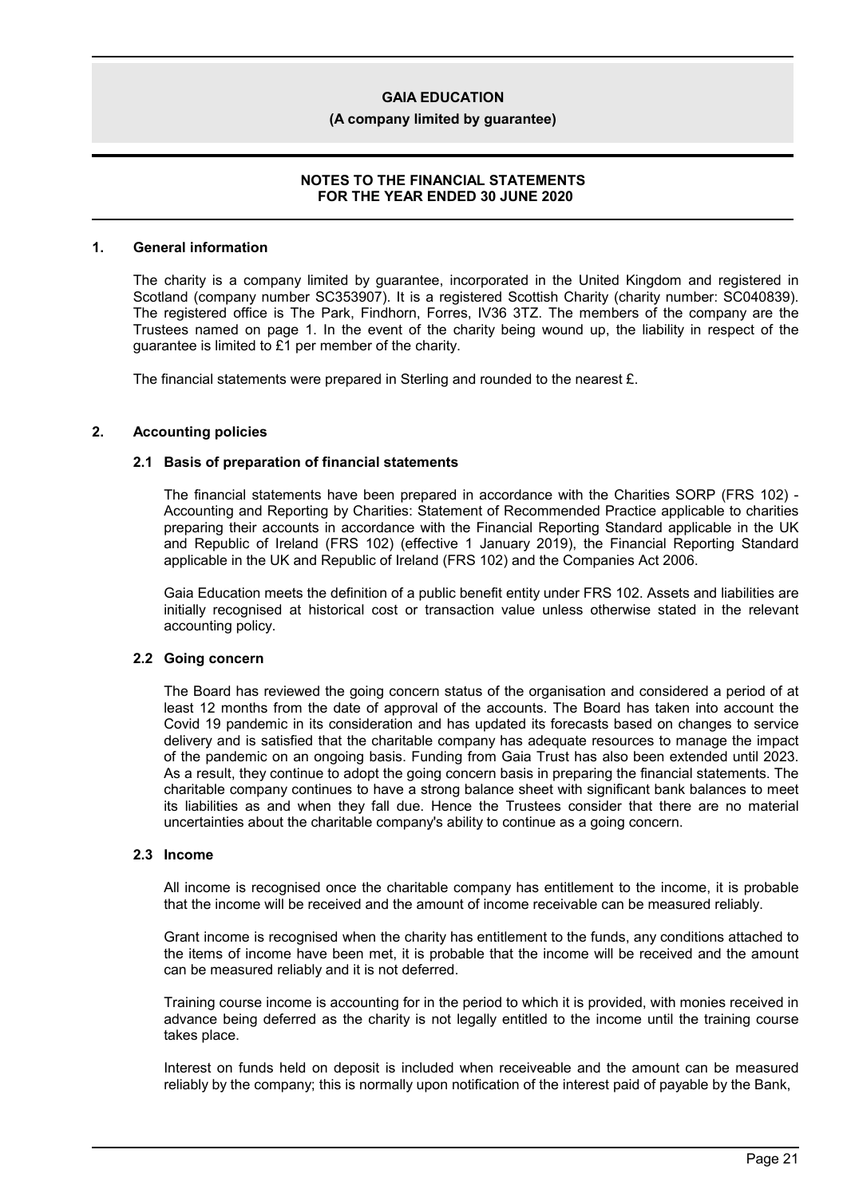## NOTES TO THE FINANCIAL STATEMENTS FOR THE YEAR ENDED 30 JUNE 2020

### 1. General information

The charity is a company limited by guarantee, incorporated in the United Kingdom and registered in Scotland (company number SC353907). It is a registered Scottish Charity (charity number: SC040839). The registered office is The Park, Findhorn, Forres, IV36 3TZ. The members of the company are the Trustees named on page 1. In the event of the charity being wound up, the liability in respect of the guarantee is limited to £1 per member of the charity.

The financial statements were prepared in Sterling and rounded to the nearest £.

### 2. Accounting policies

#### 2.1 Basis of preparation of financial statements

The financial statements have been prepared in accordance with the Charities SORP (FRS 102) - Accounting and Reporting by Charities: Statement of Recommended Practice applicable to charities preparing their accounts in accordance with the Financial Reporting Standard applicable in the UK and Republic of Ireland (FRS 102) (effective 1 January 2019), the Financial Reporting Standard applicable in the UK and Republic of Ireland (FRS 102) and the Companies Act 2006.

Gaia Education meets the definition of a public benefit entity under FRS 102. Assets and liabilities are initially recognised at historical cost or transaction value unless otherwise stated in the relevant accounting policy.

#### 2.2 Going concern

The Board has reviewed the going concern status of the organisation and considered a period of at least 12 months from the date of approval of the accounts. The Board has taken into account the Covid 19 pandemic in its consideration and has updated its forecasts based on changes to service delivery and is satisfied that the charitable company has adequate resources to manage the impact of the pandemic on an ongoing basis. Funding from Gaia Trust has also been extended until 2023. As a result, they continue to adopt the going concern basis in preparing the financial statements. The charitable company continues to have a strong balance sheet with significant bank balances to meet its liabilities as and when they fall due. Hence the Trustees consider that there are no material uncertainties about the charitable company's ability to continue as a going concern.

#### 2.3 Income

All income is recognised once the charitable company has entitlement to the income, it is probable that the income will be received and the amount of income receivable can be measured reliably.

Grant income is recognised when the charity has entitlement to the funds, any conditions attached to the items of income have been met, it is probable that the income will be received and the amount can be measured reliably and it is not deferred.

Training course income is accounting for in the period to which it is provided, with monies received in advance being deferred as the charity is not legally entitled to the income until the training course takes place.

Interest on funds held on deposit is included when receiveable and the amount can be measured reliably by the company; this is normally upon notification of the interest paid of payable by the Bank,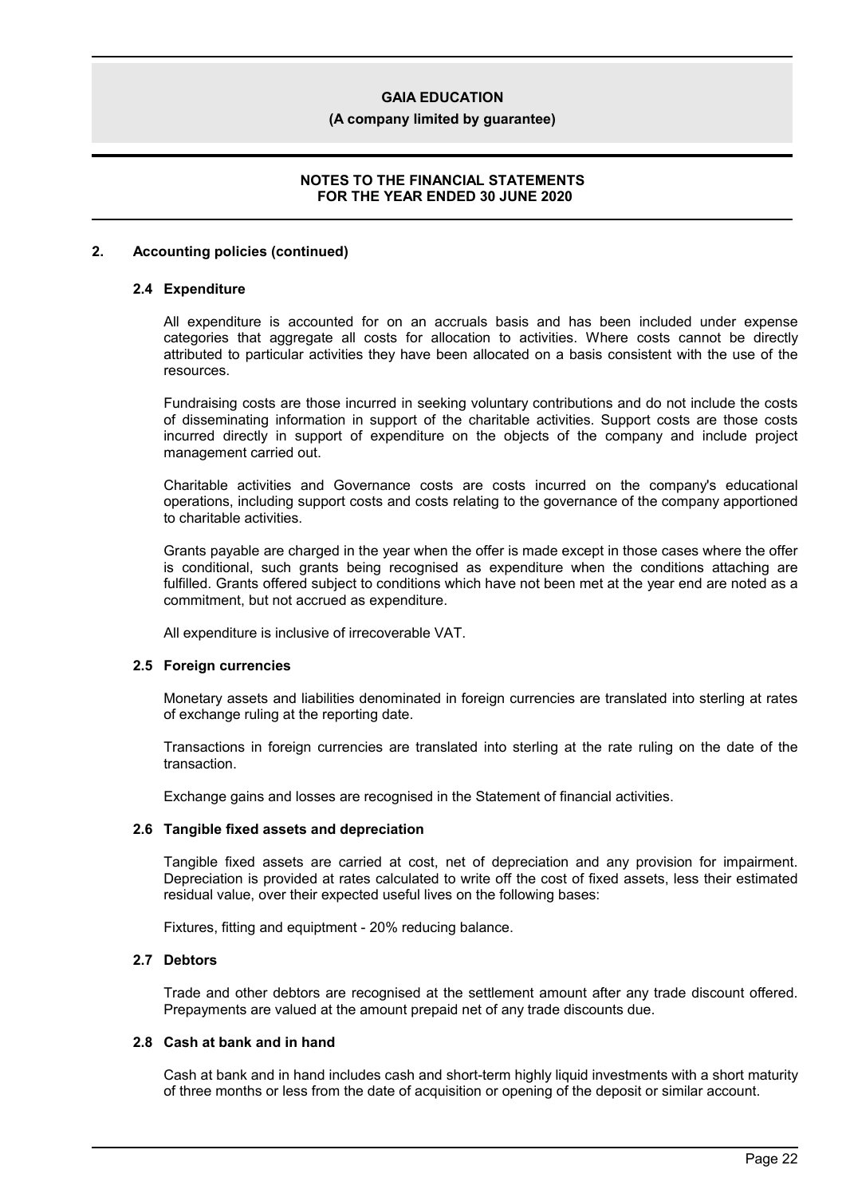## 2. Accounting policies (continued)

### 2.4 Expenditure

All expenditure is accounted for on an accruals basis and has been included under expense categories that aggregate all costs for allocation to activities. Where costs cannot be directly attributed to particular activities they have been allocated on a basis consistent with the use of the resources.

Fundraising costs are those incurred in seeking voluntary contributions and do not include the costs of disseminating information in support of the charitable activities. Support costs are those costs incurred directly in support of expenditure on the objects of the company and include project management carried out.

Charitable activities and Governance costs are costs incurred on the company's educational operations, including support costs and costs relating to the governance of the company apportioned to charitable activities.

Grants payable are charged in the year when the offer is made except in those cases where the offer is conditional, such grants being recognised as expenditure when the conditions attaching are fulfilled. Grants offered subject to conditions which have not been met at the year end are noted as a commitment, but not accrued as expenditure.

All expenditure is inclusive of irrecoverable VAT.

### 2.5 Foreign currencies

Monetary assets and liabilities denominated in foreign currencies are translated into sterling at rates of exchange ruling at the reporting date.

Transactions in foreign currencies are translated into sterling at the rate ruling on the date of the transaction.

Exchange gains and losses are recognised in the Statement of financial activities.

### 2.6 Tangible fixed assets and depreciation

Tangible fixed assets are carried at cost, net of depreciation and any provision for impairment. Depreciation is provided at rates calculated to write off the cost of fixed assets, less their estimated residual value, over their expected useful lives on the following bases:

Fixtures, fitting and equiptment - 20% reducing balance.

### 2.7 Debtors

Trade and other debtors are recognised at the settlement amount after any trade discount offered. Prepayments are valued at the amount prepaid net of any trade discounts due.

### 2.8 Cash at bank and in hand

Cash at bank and in hand includes cash and short-term highly liquid investments with a short maturity of three months or less from the date of acquisition or opening of the deposit or similar account.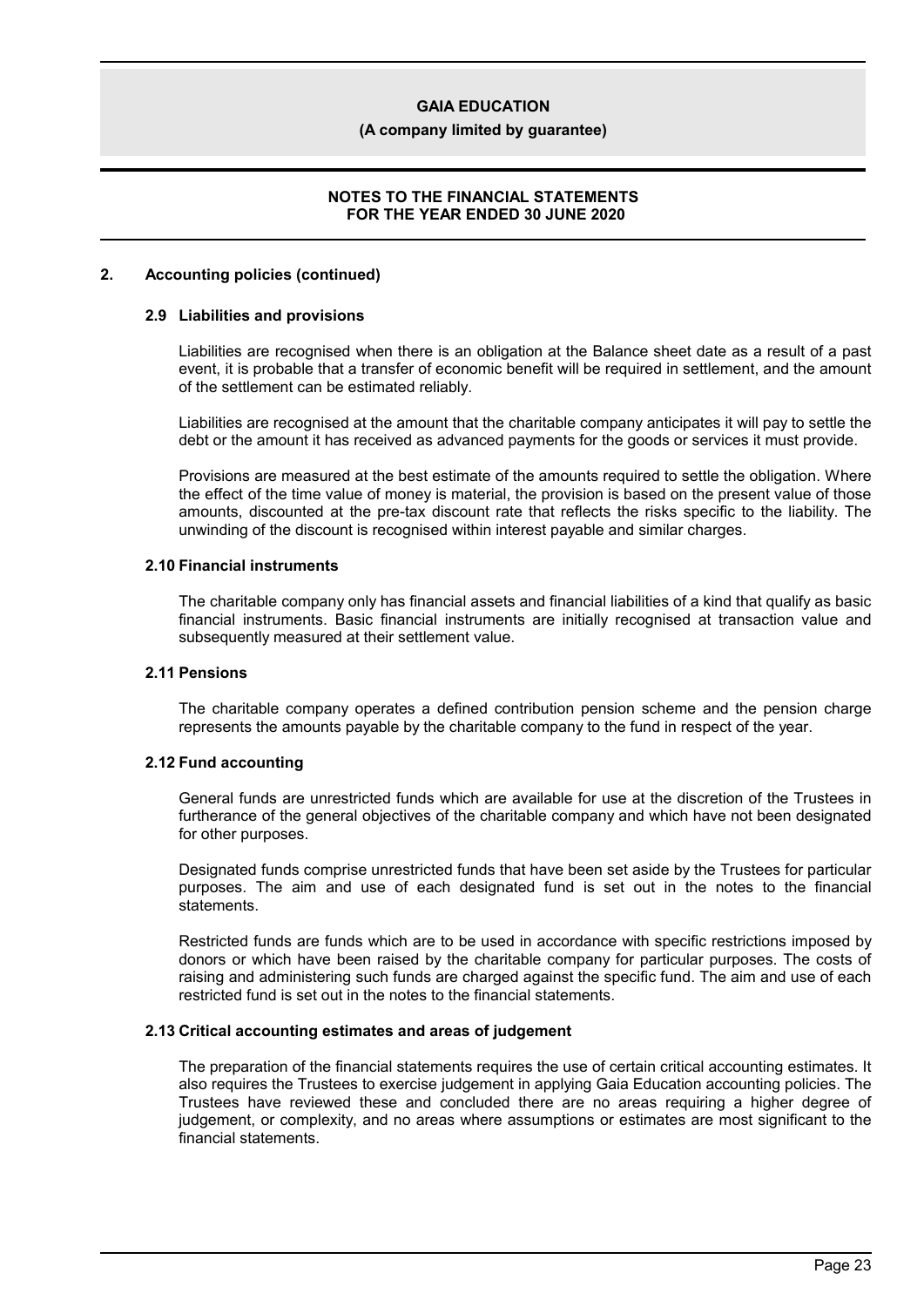## 2. Accounting policies (continued)

### 2.9 Liabilities and provisions

Liabilities are recognised when there is an obligation at the Balance sheet date as a result of a past event, it is probable that a transfer of economic benefit will be required in settlement, and the amount of the settlement can be estimated reliably.

Liabilities are recognised at the amount that the charitable company anticipates it will pay to settle the debt or the amount it has received as advanced payments for the goods or services it must provide.

Provisions are measured at the best estimate of the amounts required to settle the obligation. Where the effect of the time value of money is material, the provision is based on the present value of those amounts, discounted at the pre-tax discount rate that reflects the risks specific to the liability. The unwinding of the discount is recognised within interest payable and similar charges.

### 2.10 Financial instruments

The charitable company only has financial assets and financial liabilities of a kind that qualify as basic financial instruments. Basic financial instruments are initially recognised at transaction value and subsequently measured at their settlement value.

### 2.11 Pensions

The charitable company operates a defined contribution pension scheme and the pension charge represents the amounts payable by the charitable company to the fund in respect of the year.

### 2.12 Fund accounting

General funds are unrestricted funds which are available for use at the discretion of the Trustees in furtherance of the general objectives of the charitable company and which have not been designated for other purposes.

Designated funds comprise unrestricted funds that have been set aside by the Trustees for particular purposes. The aim and use of each designated fund is set out in the notes to the financial statements.

Restricted funds are funds which are to be used in accordance with specific restrictions imposed by donors or which have been raised by the charitable company for particular purposes. The costs of raising and administering such funds are charged against the specific fund. The aim and use of each restricted fund is set out in the notes to the financial statements.

### 2.13 Critical accounting estimates and areas of judgement

The preparation of the financial statements requires the use of certain critical accounting estimates. It also requires the Trustees to exercise judgement in applying Gaia Education accounting policies. The Trustees have reviewed these and concluded there are no areas requiring a higher degree of judgement, or complexity, and no areas where assumptions or estimates are most significant to the financial statements.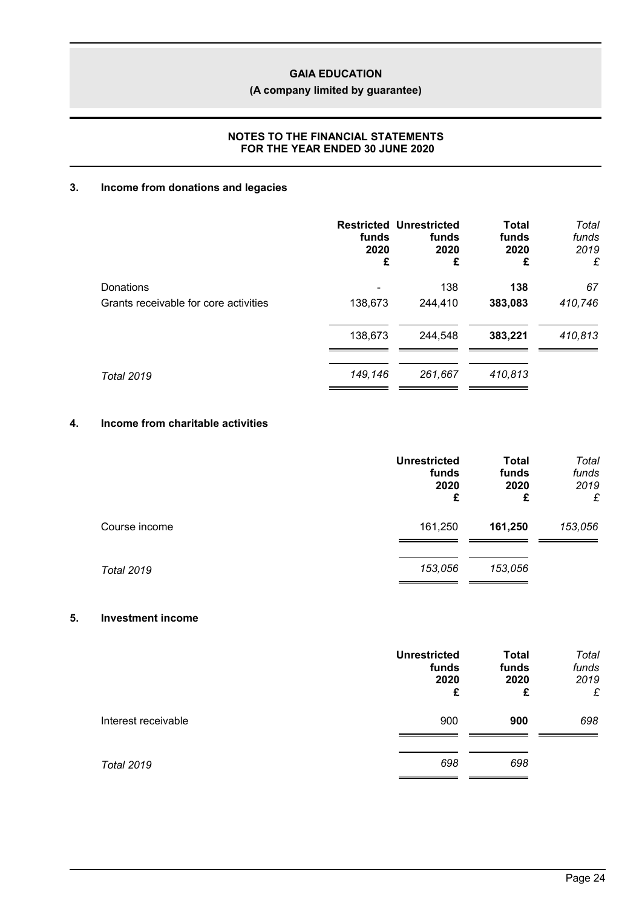**GAIA EDUCATION**
**(A company limited by guarantee)**

**NOTES TO THE FINANCIAL STATEMENTS**
**FOR THE YEAR ENDED 30 JUNE 2020**

## 3. Income from donations and legacies

| | Restricted funds 2020 £ | Unrestricted funds 2020 £ | Total funds 2020 £ | *Total funds 2019 £* |
|---|---|---|---|---|
| Donations | - | 138 | **138** | *67* |
| Grants receivable for core activities | 138,673 | 244,410 | **383,083** | *410,746* |
| | 138,673 | 244,548 | **383,221** | *410,813* |
| *Total 2019* | *149,146* | *261,667* | *410,813* | |

## 4. Income from charitable activities

| | Unrestricted funds 2020 £ | Total funds 2020 £ | *Total funds 2019 £* |
|---|---|---|---|
| Course income | 161,250 | **161,250** | *153,056* |
| *Total 2019* | *153,056* | *153,056* | |

## 5. Investment income

| | Unrestricted funds 2020 £ | Total funds 2020 £ | *Total funds 2019 £* |
|---|---|---|---|
| Interest receivable | 900 | **900** | *698* |
| *Total 2019* | *698* | *698* | |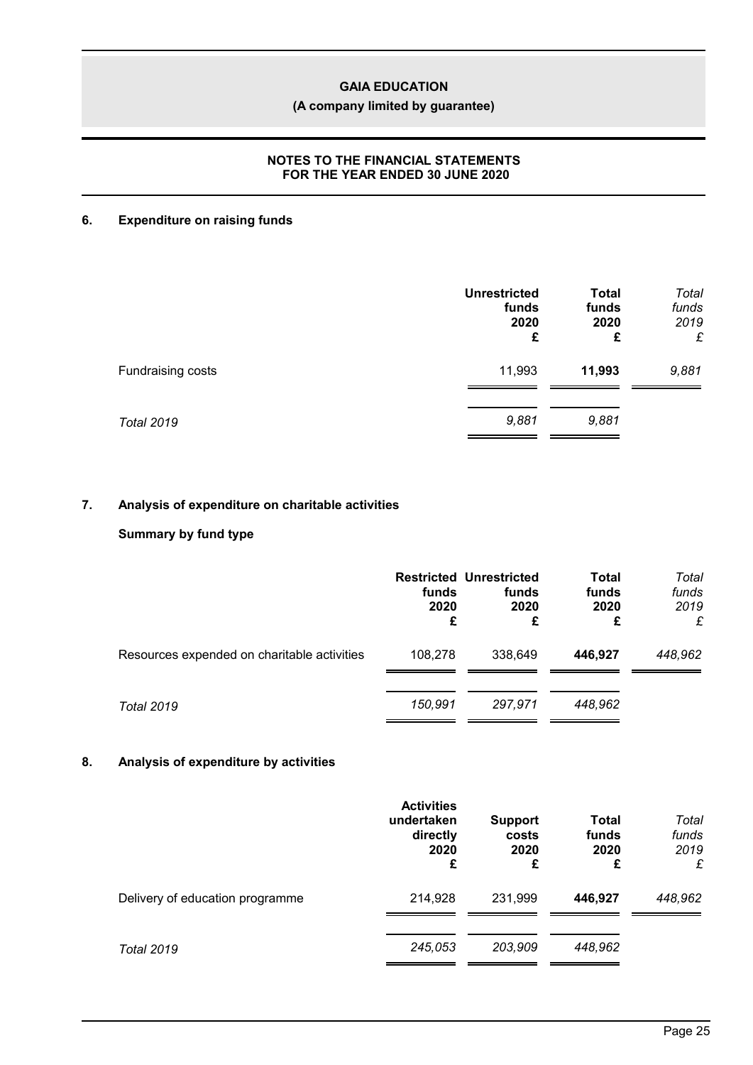**NOTES TO THE FINANCIAL STATEMENTS**
**FOR THE YEAR ENDED 30 JUNE 2020**

## 6. Expenditure on raising funds

| | Unrestricted funds 2020 £ | Total funds 2020 £ | *Total funds 2019 £* |
|---|---|---|---|
| Fundraising costs | 11,993 | **11,993** | *9,881* |
| *Total 2019* | *9,881* | *9,881* | |

## 7. Analysis of expenditure on charitable activities

### Summary by fund type

| | Restricted funds 2020 £ | Unrestricted funds 2020 £ | Total funds 2020 £ | *Total funds 2019 £* |
|---|---|---|---|---|
| Resources expended on charitable activities | 108,278 | 338,649 | **446,927** | *448,962* |
| *Total 2019* | *150,991* | *297,971* | *448,962* | |

## 8. Analysis of expenditure by activities

| | Activities undertaken directly 2020 £ | Support costs 2020 £ | Total funds 2020 £ | *Total funds 2019 £* |
|---|---|---|---|---|
| Delivery of education programme | 214,928 | 231,999 | **446,927** | *448,962* |
| *Total 2019* | *245,053* | *203,909* | *448,962* | |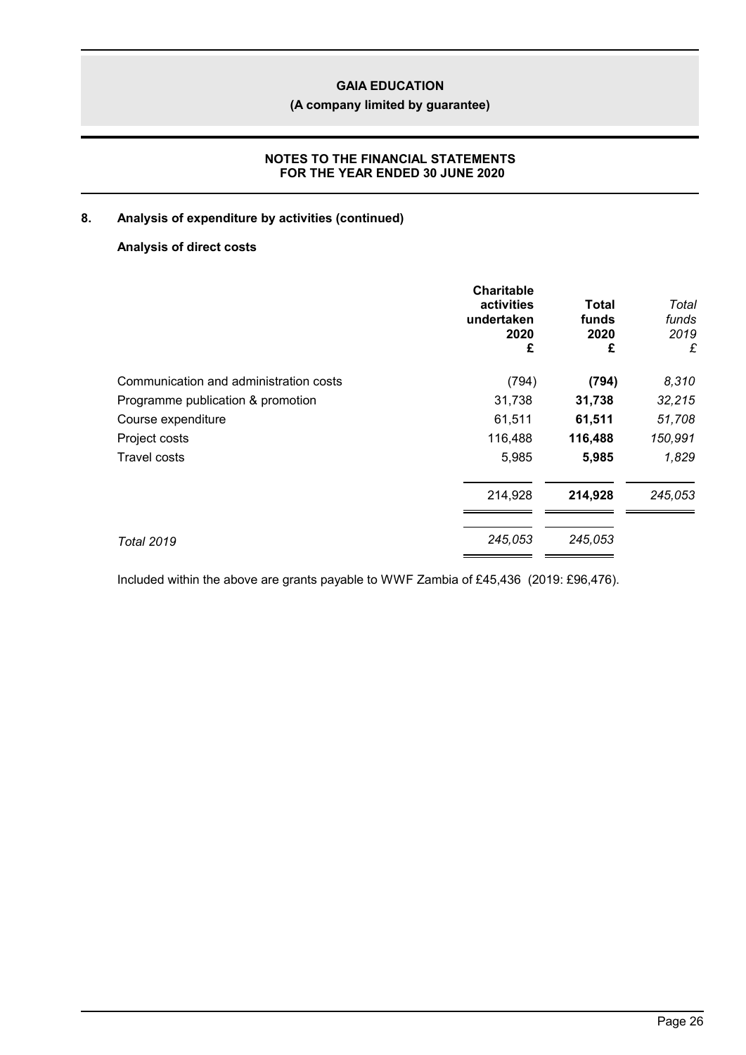## 8. Analysis of expenditure by activities (continued)

### Analysis of direct costs

| | Charitable activities undertaken 2020 £ | Total funds 2020 £ | *Total funds 2019 £* |
|---|---|---|---|
| Communication and administration costs | (794) | **(794)** | *8,310* |
| Programme publication & promotion | 31,738 | **31,738** | *32,215* |
| Course expenditure | 61,511 | **61,511** | *51,708* |
| Project costs | 116,488 | **116,488** | *150,991* |
| Travel costs | 5,985 | **5,985** | *1,829* |
| | 214,928 | **214,928** | *245,053* |
| *Total 2019* | *245,053* | *245,053* | |

Included within the above are grants payable to WWF Zambia of £45,436 (2019: £96,476).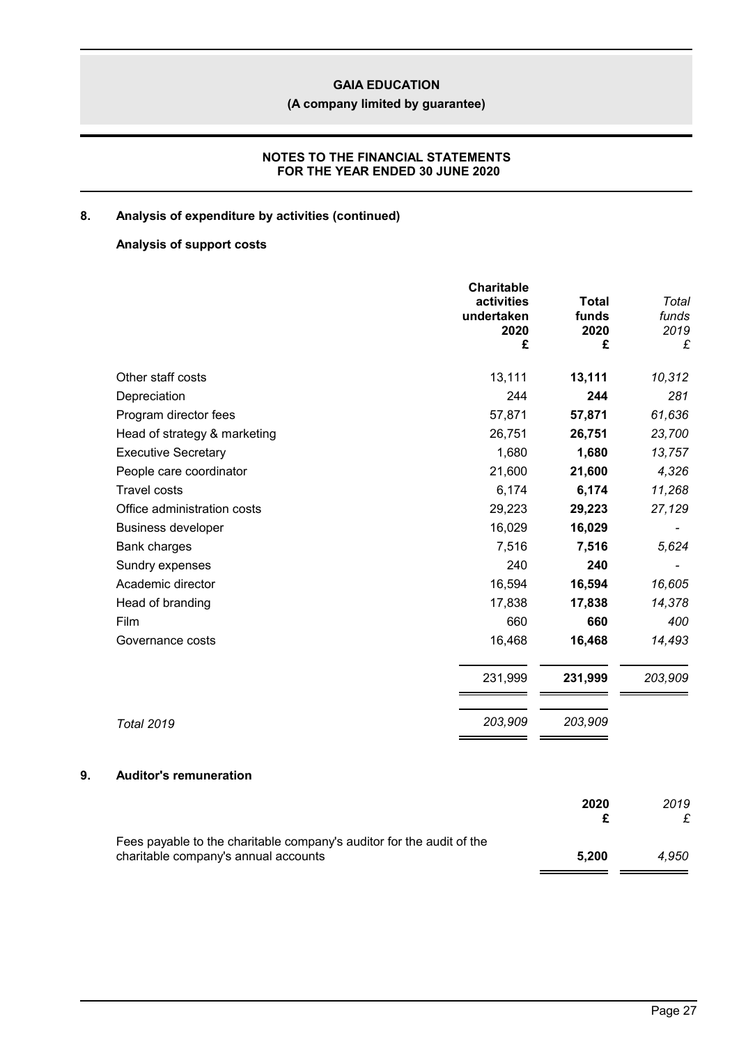**GAIA EDUCATION**

**(A company limited by guarantee)**

**NOTES TO THE FINANCIAL STATEMENTS FOR THE YEAR ENDED 30 JUNE 2020**

## 8. Analysis of expenditure by activities (continued)

### Analysis of support costs

| | Charitable activities undertaken 2020 £ | Total funds 2020 £ | *Total funds 2019 £* |
|---|---|---|---|
| Other staff costs | 13,111 | **13,111** | *10,312* |
| Depreciation | 244 | **244** | *281* |
| Program director fees | 57,871 | **57,871** | *61,636* |
| Head of strategy & marketing | 26,751 | **26,751** | *23,700* |
| Executive Secretary | 1,680 | **1,680** | *13,757* |
| People care coordinator | 21,600 | **21,600** | *4,326* |
| Travel costs | 6,174 | **6,174** | *11,268* |
| Office administration costs | 29,223 | **29,223** | *27,129* |
| Business developer | 16,029 | **16,029** | *-* |
| Bank charges | 7,516 | **7,516** | *5,624* |
| Sundry expenses | 240 | **240** | *-* |
| Academic director | 16,594 | **16,594** | *16,605* |
| Head of branding | 17,838 | **17,838** | *14,378* |
| Film | 660 | **660** | *400* |
| Governance costs | 16,468 | **16,468** | *14,493* |
| | 231,999 | **231,999** | *203,909* |
| *Total 2019* | *203,909* | *203,909* | |

## 9. Auditor's remuneration

| | 2020 £ | *2019 £* |
|---|---|---|
| Fees payable to the charitable company's auditor for the audit of the charitable company's annual accounts | **5,200** | *4,950* |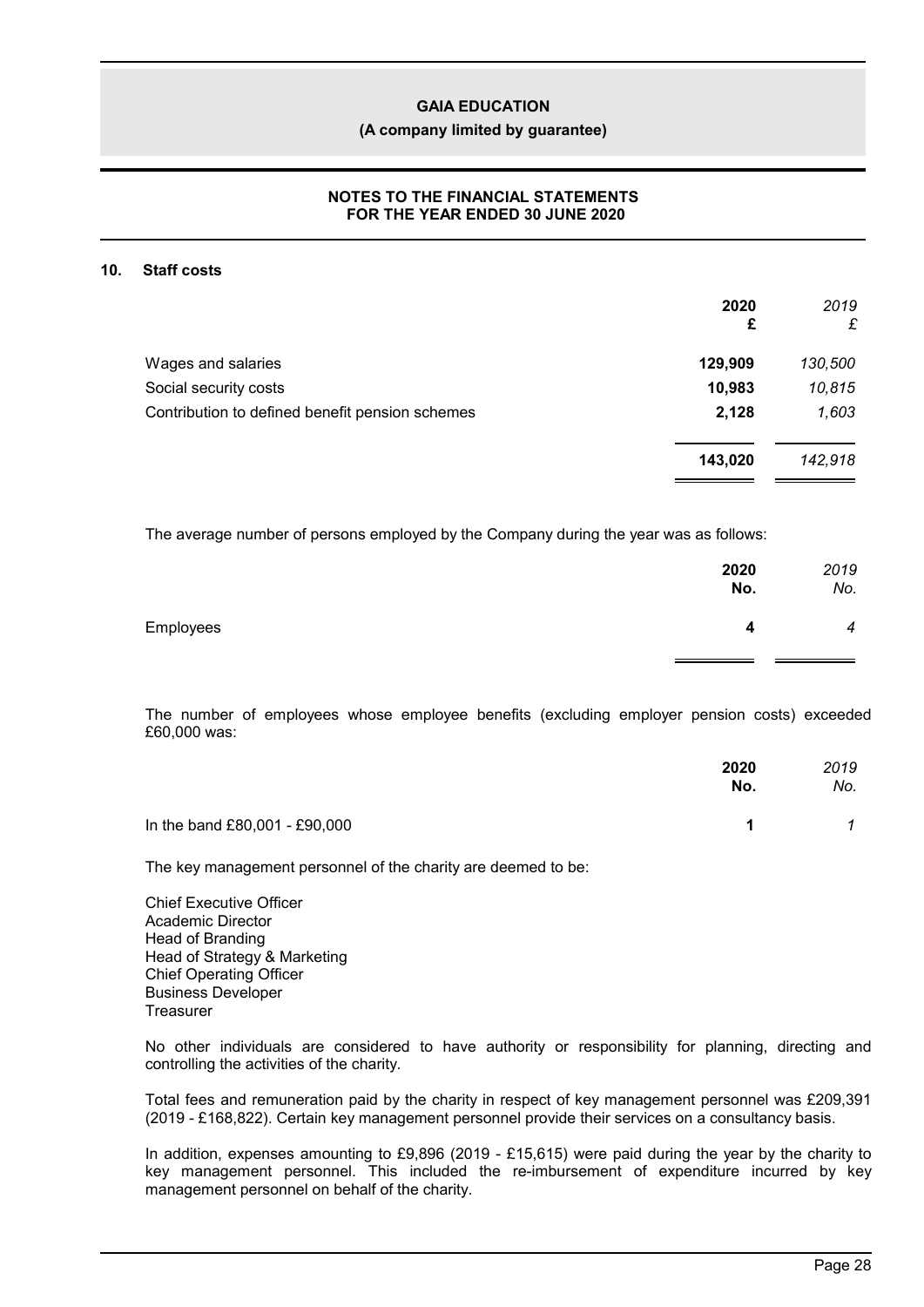**GAIA EDUCATION**

**(A company limited by guarantee)**

**NOTES TO THE FINANCIAL STATEMENTS**
**FOR THE YEAR ENDED 30 JUNE 2020**

## 10. Staff costs

| | 2020 £ | *2019 £* |
|---|---|---|
| Wages and salaries | **129,909** | *130,500* |
| Social security costs | **10,983** | *10,815* |
| Contribution to defined benefit pension schemes | **2,128** | *1,603* |
| | **143,020** | *142,918* |

The average number of persons employed by the Company during the year was as follows:

| | 2020 No. | *2019 No.* |
|---|---|---|
| Employees | **4** | *4* |

The number of employees whose employee benefits (excluding employer pension costs) exceeded £60,000 was:

| | 2020 No. | *2019 No.* |
|---|---|---|
| In the band £80,001 - £90,000 | **1** | *1* |

The key management personnel of the charity are deemed to be:

Chief Executive Officer
Academic Director
Head of Branding
Head of Strategy & Marketing
Chief Operating Officer
Business Developer
Treasurer

No other individuals are considered to have authority or responsibility for planning, directing and controlling the activities of the charity.

Total fees and remuneration paid by the charity in respect of key management personnel was £209,391 (2019 - £168,822). Certain key management personnel provide their services on a consultancy basis.

In addition, expenses amounting to £9,896 (2019 - £15,615) were paid during the year by the charity to key management personnel. This included the re-imbursement of expenditure incurred by key management personnel on behalf of the charity.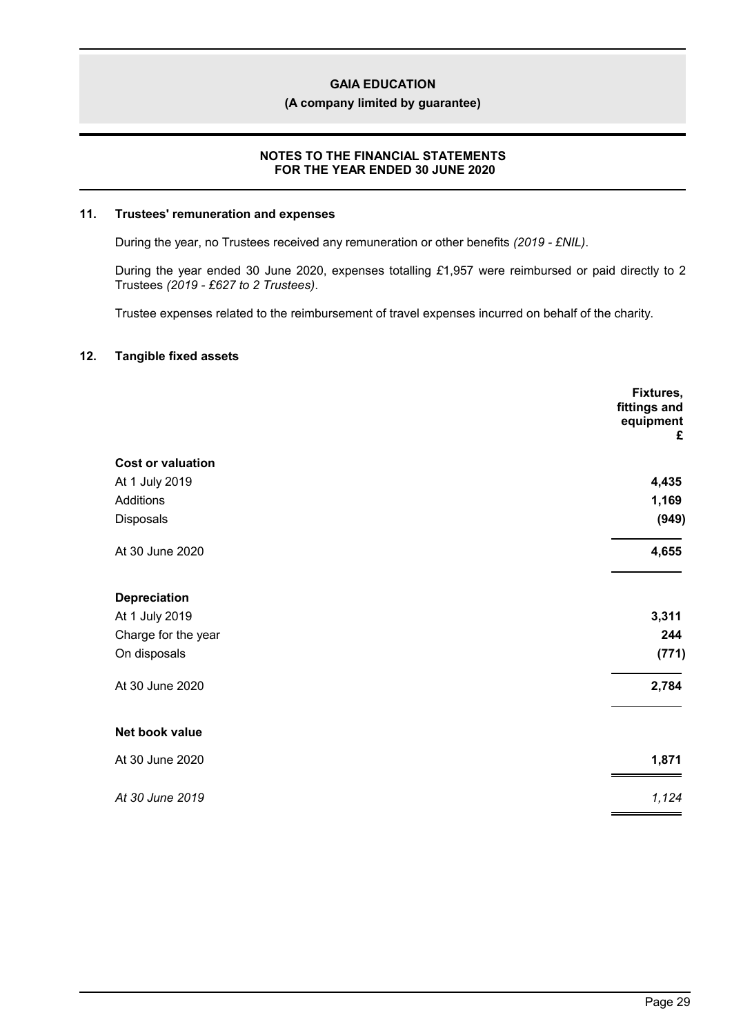**GAIA EDUCATION**

**(A company limited by guarantee)**

**NOTES TO THE FINANCIAL STATEMENTS**
**FOR THE YEAR ENDED 30 JUNE 2020**

## 11. Trustees' remuneration and expenses

During the year, no Trustees received any remuneration or other benefits *(2019 - £NIL)*.

During the year ended 30 June 2020, expenses totalling £1,957 were reimbursed or paid directly to 2 Trustees *(2019 - £627 to 2 Trustees)*.

Trustee expenses related to the reimbursement of travel expenses incurred on behalf of the charity.

## 12. Tangible fixed assets

| | **Fixtures, fittings and equipment £** |
|---|---|
| **Cost or valuation** | |
| At 1 July 2019 | **4,435** |
| Additions | **1,169** |
| Disposals | **(949)** |
| At 30 June 2020 | **4,655** |
| **Depreciation** | |
| At 1 July 2019 | **3,311** |
| Charge for the year | **244** |
| On disposals | **(771)** |
| At 30 June 2020 | **2,784** |
| **Net book value** | |
| At 30 June 2020 | **1,871** |
| *At 30 June 2019* | *1,124* |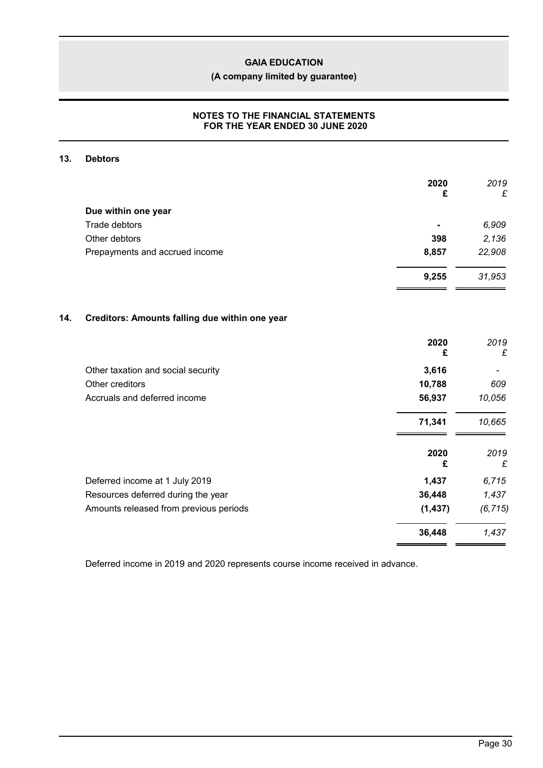**GAIA EDUCATION**

**(A company limited by guarantee)**

**NOTES TO THE FINANCIAL STATEMENTS FOR THE YEAR ENDED 30 JUNE 2020**

## 13. Debtors

| | **2020** **£** | *2019* *£* |
|---|---|---|
| **Due within one year** | | |
| Trade debtors | **-** | *6,909* |
| Other debtors | **398** | *2,136* |
| Prepayments and accrued income | **8,857** | *22,908* |
| | **9,255** | *31,953* |

## 14. Creditors: Amounts falling due within one year

| | **2020** **£** | *2019* *£* |
|---|---|---|
| Other taxation and social security | **3,616** | *-* |
| Other creditors | **10,788** | *609* |
| Accruals and deferred income | **56,937** | *10,056* |
| | **71,341** | *10,665* |

| | **2020** **£** | *2019* *£* |
|---|---|---|
| Deferred income at 1 July 2019 | **1,437** | *6,715* |
| Resources deferred during the year | **36,448** | *1,437* |
| Amounts released from previous periods | **(1,437)** | *(6,715)* |
| | **36,448** | *1,437* |

Deferred income in 2019 and 2020 represents course income received in advance.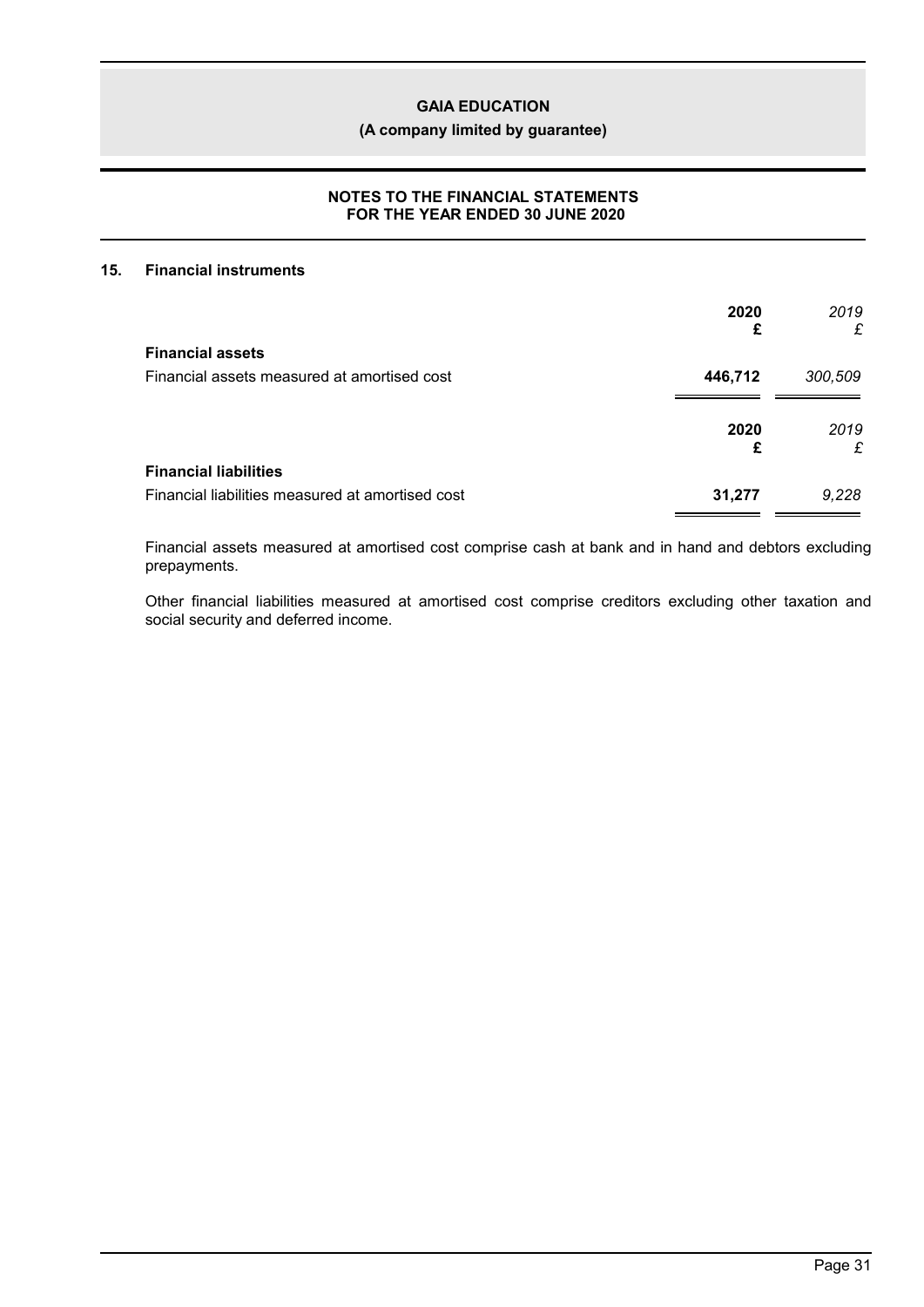## 15. Financial instruments

| | 2020 £ | *2019 £* |
|---|---|---|
| **Financial assets** | | |
| Financial assets measured at amortised cost | **446,712** | *300,509* |

| | 2020 £ | *2019 £* |
|---|---|---|
| **Financial liabilities** | | |
| Financial liabilities measured at amortised cost | **31,277** | *9,228* |

Financial assets measured at amortised cost comprise cash at bank and in hand and debtors excluding prepayments.

Other financial liabilities measured at amortised cost comprise creditors excluding other taxation and social security and deferred income.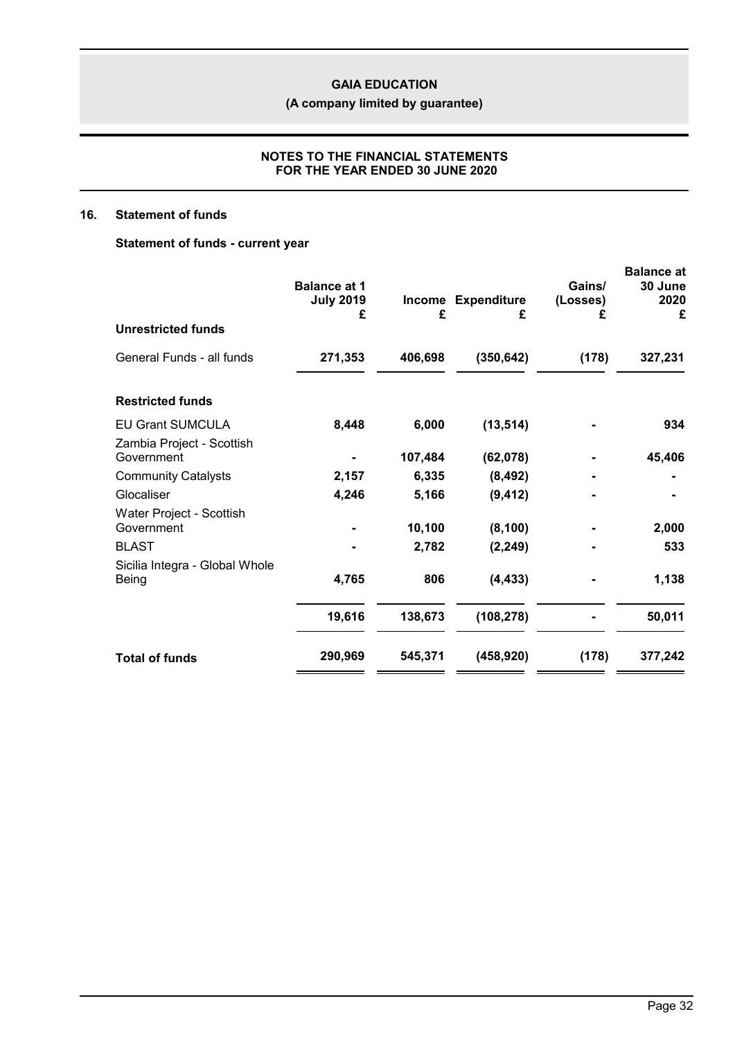## GAIA EDUCATION

**(A company limited by guarantee)**

**NOTES TO THE FINANCIAL STATEMENTS FOR THE YEAR ENDED 30 JUNE 2020**

## 16. Statement of funds

### Statement of funds - current year

| | Balance at 1 July 2019 £ | Income £ | Expenditure £ | Gains/ (Losses) £ | Balance at 30 June 2020 £ |
|---|---|---|---|---|---|
| **Unrestricted funds** | | | | | |
| General Funds - all funds | **271,353** | **406,698** | **(350,642)** | **(178)** | **327,231** |
| **Restricted funds** | | | | | |
| EU Grant SUMCULA | **8,448** | **6,000** | **(13,514)** | **-** | **934** |
| Zambia Project - Scottish Government | **-** | **107,484** | **(62,078)** | **-** | **45,406** |
| Community Catalysts | **2,157** | **6,335** | **(8,492)** | **-** | **-** |
| Glocaliser | **4,246** | **5,166** | **(9,412)** | **-** | **-** |
| Water Project - Scottish Government | **-** | **10,100** | **(8,100)** | **-** | **2,000** |
| BLAST | **-** | **2,782** | **(2,249)** | **-** | **533** |
| Sicilia Integra - Global Whole Being | **4,765** | **806** | **(4,433)** | **-** | **1,138** |
| | **19,616** | **138,673** | **(108,278)** | **-** | **50,011** |
| **Total of funds** | **290,969** | **545,371** | **(458,920)** | **(178)** | **377,242** |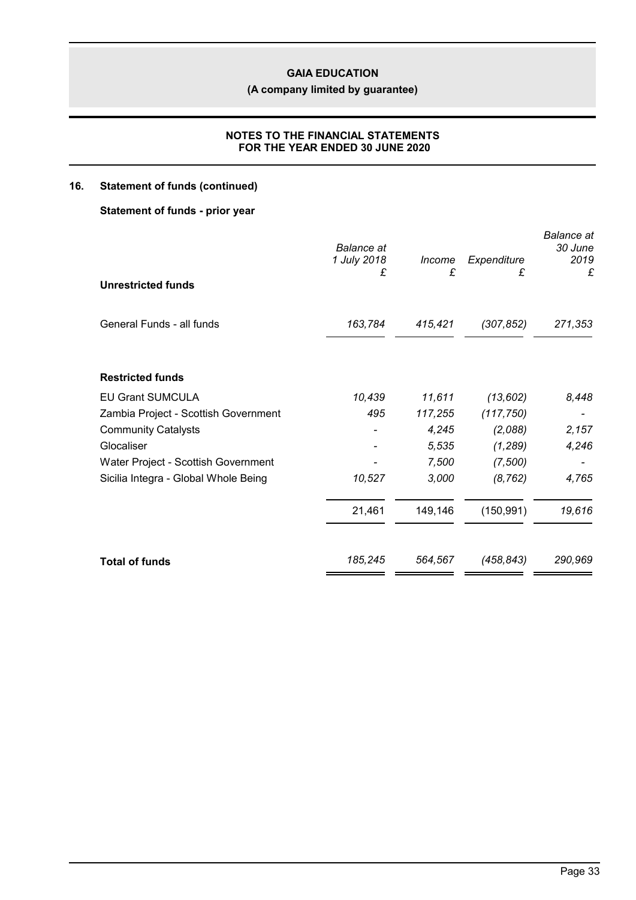# GAIA EDUCATION

**(A company limited by guarantee)**

**NOTES TO THE FINANCIAL STATEMENTS FOR THE YEAR ENDED 30 JUNE 2020**

## 16. Statement of funds (continued)

### Statement of funds - prior year

| | *Balance at 1 July 2018* £ | *Income* £ | *Expenditure* £ | *Balance at 30 June 2019* £ |
|---|---|---|---|---|
| **Unrestricted funds** | | | | |
| General Funds - all funds | *163,784* | *415,421* | *(307,852)* | *271,353* |
| **Restricted funds** | | | | |
| EU Grant SUMCULA | *10,439* | *11,611* | *(13,602)* | *8,448* |
| Zambia Project - Scottish Government | *495* | *117,255* | *(117,750)* | - |
| Community Catalysts | - | *4,245* | *(2,088)* | *2,157* |
| Glocaliser | - | *5,535* | *(1,289)* | *4,246* |
| Water Project - Scottish Government | - | *7,500* | *(7,500)* | - |
| Sicilia Integra - Global Whole Being | *10,527* | *3,000* | *(8,762)* | *4,765* |
| | 21,461 | 149,146 | (150,991) | *19,616* |
| **Total of funds** | *185,245* | *564,567* | *(458,843)* | *290,969* |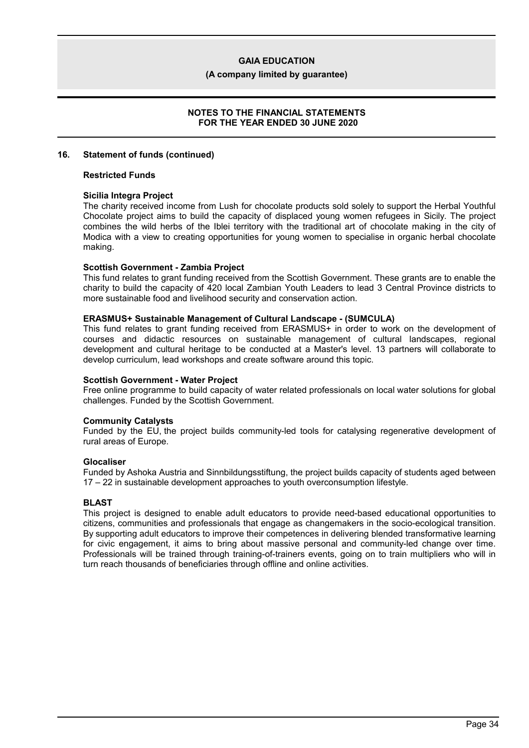## 16. Statement of funds (continued)

### Restricted Funds

**Sicilia Integra Project**

The charity received income from Lush for chocolate products sold solely to support the Herbal Youthful Chocolate project aims to build the capacity of displaced young women refugees in Sicily. The project combines the wild herbs of the Iblei territory with the traditional art of chocolate making in the city of Modica with a view to creating opportunities for young women to specialise in organic herbal chocolate making.

**Scottish Government - Zambia Project**

This fund relates to grant funding received from the Scottish Government. These grants are to enable the charity to build the capacity of 420 local Zambian Youth Leaders to lead 3 Central Province districts to more sustainable food and livelihood security and conservation action.

**ERASMUS+ Sustainable Management of Cultural Landscape - (SUMCULA)**

This fund relates to grant funding received from ERASMUS+ in order to work on the development of courses and didactic resources on sustainable management of cultural landscapes, regional development and cultural heritage to be conducted at a Master's level. 13 partners will collaborate to develop curriculum, lead workshops and create software around this topic.

**Scottish Government - Water Project**

Free online programme to build capacity of water related professionals on local water solutions for global challenges. Funded by the Scottish Government.

**Community Catalysts**

Funded by the EU, the project builds community-led tools for catalysing regenerative development of rural areas of Europe.

**Glocaliser**

Funded by Ashoka Austria and Sinnbildungsstiftung, the project builds capacity of students aged between 17 – 22 in sustainable development approaches to youth overconsumption lifestyle.

**BLAST**

This project is designed to enable adult educators to provide need-based educational opportunities to citizens, communities and professionals that engage as changemakers in the socio-ecological transition. By supporting adult educators to improve their competences in delivering blended transformative learning for civic engagement, it aims to bring about massive personal and community-led change over time. Professionals will be trained through training-of-trainers events, going on to train multipliers who will in turn reach thousands of beneficiaries through offline and online activities.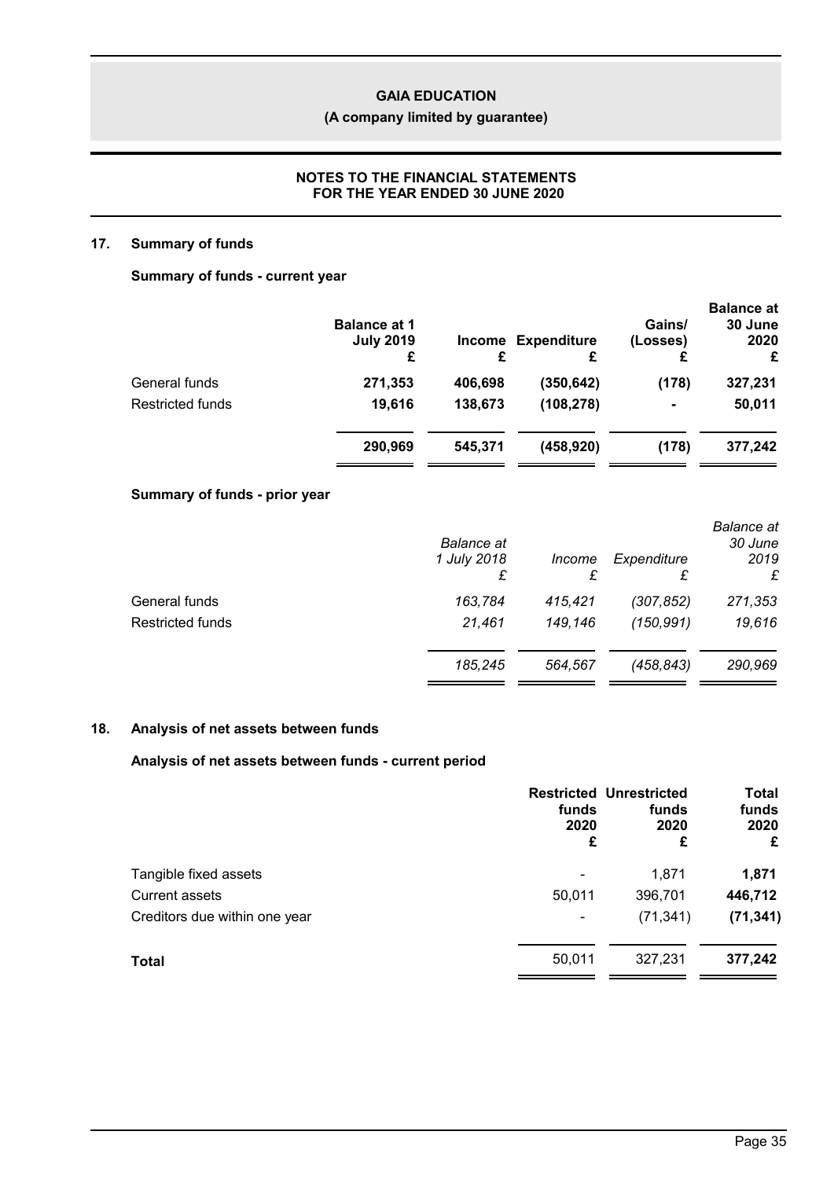# GAIA EDUCATION

**(A company limited by guarantee)**

**NOTES TO THE FINANCIAL STATEMENTS FOR THE YEAR ENDED 30 JUNE 2020**

## 17. Summary of funds

### Summary of funds - current year

| | Balance at 1 July 2019 £ | Income £ | Expenditure £ | Gains/ (Losses) £ | Balance at 30 June 2020 £ |
|---|---|---|---|---|---|
| General funds | **271,353** | **406,698** | **(350,642)** | **(178)** | **327,231** |
| Restricted funds | **19,616** | **138,673** | **(108,278)** | **-** | **50,011** |
| | **290,969** | **545,371** | **(458,920)** | **(178)** | **377,242** |

### Summary of funds - prior year

| | *Balance at 1 July 2018 £* | *Income £* | *Expenditure £* | *Balance at 30 June 2019 £* |
|---|---|---|---|---|
| General funds | *163,784* | *415,421* | *(307,852)* | *271,353* |
| Restricted funds | *21,461* | *149,146* | *(150,991)* | *19,616* |
| | *185,245* | *564,567* | *(458,843)* | *290,969* |

## 18. Analysis of net assets between funds

### Analysis of net assets between funds - current period

| | Restricted funds 2020 £ | Unrestricted funds 2020 £ | Total funds 2020 £ |
|---|---|---|---|
| Tangible fixed assets | - | 1,871 | **1,871** |
| Current assets | 50,011 | 396,701 | **446,712** |
| Creditors due within one year | - | (71,341) | **(71,341)** |
| **Total** | 50,011 | 327,231 | **377,242** |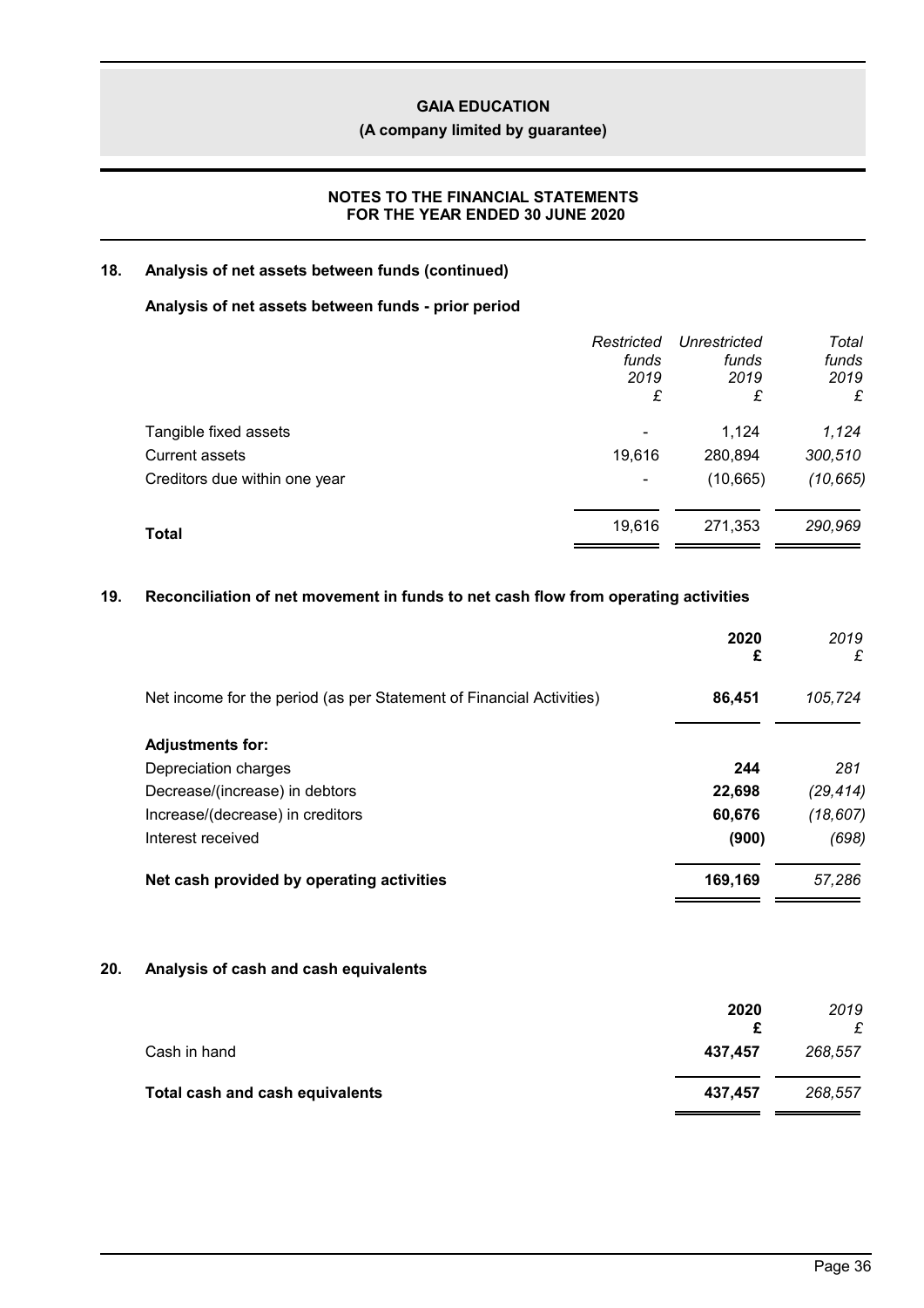**GAIA EDUCATION**

**(A company limited by guarantee)**

**NOTES TO THE FINANCIAL STATEMENTS
FOR THE YEAR ENDED 30 JUNE 2020**

## 18. Analysis of net assets between funds (continued)

### Analysis of net assets between funds - prior period

| | *Restricted funds 2019 £* | *Unrestricted funds 2019 £* | *Total funds 2019 £* |
|---|---|---|---|
| Tangible fixed assets | - | 1,124 | *1,124* |
| Current assets | 19,616 | 280,894 | *300,510* |
| Creditors due within one year | - | (10,665) | *(10,665)* |
| **Total** | 19,616 | 271,353 | *290,969* |

## 19. Reconciliation of net movement in funds to net cash flow from operating activities

| | **2020 £** | *2019 £* |
|---|---|---|
| Net income for the period (as per Statement of Financial Activities) | **86,451** | *105,724* |
| **Adjustments for:** | | |
| Depreciation charges | **244** | *281* |
| Decrease/(increase) in debtors | **22,698** | *(29,414)* |
| Increase/(decrease) in creditors | **60,676** | *(18,607)* |
| Interest received | **(900)** | *(698)* |
| **Net cash provided by operating activities** | **169,169** | *57,286* |

## 20. Analysis of cash and cash equivalents

| | **2020 £** | *2019 £* |
|---|---|---|
| Cash in hand | **437,457** | *268,557* |
| **Total cash and cash equivalents** | **437,457** | *268,557* |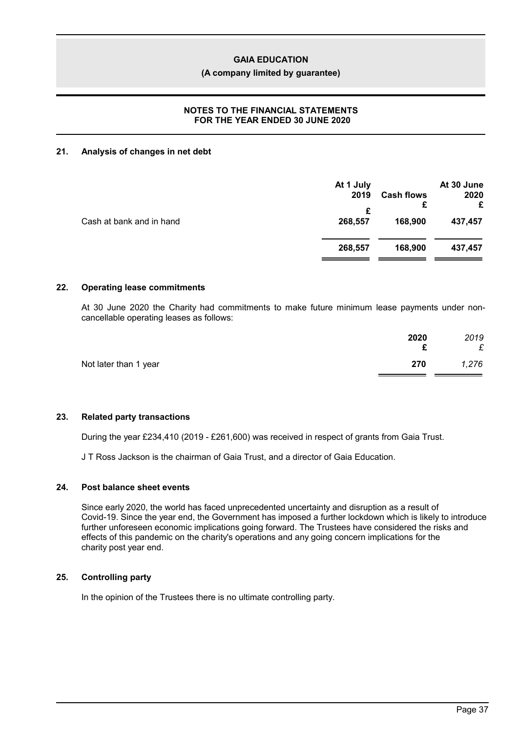**GAIA EDUCATION**

**(A company limited by guarantee)**

**NOTES TO THE FINANCIAL STATEMENTS FOR THE YEAR ENDED 30 JUNE 2020**

## 21. Analysis of changes in net debt

| | At 1 July 2019 £ | Cash flows £ | At 30 June 2020 £ |
|---|---|---|---|
| Cash at bank and in hand | 268,557 | 168,900 | 437,457 |
| | **268,557** | **168,900** | **437,457** |

## 22. Operating lease commitments

At 30 June 2020 the Charity had commitments to make future minimum lease payments under non-cancellable operating leases as follows:

| | 2020 £ | *2019 £* |
|---|---|---|
| Not later than 1 year | **270** | *1,276* |

## 23. Related party transactions

During the year £234,410 (2019 - £261,600) was received in respect of grants from Gaia Trust.

J T Ross Jackson is the chairman of Gaia Trust, and a director of Gaia Education.

## 24. Post balance sheet events

Since early 2020, the world has faced unprecedented uncertainty and disruption as a result of Covid-19. Since the year end, the Government has imposed a further lockdown which is likely to introduce further unforeseen economic implications going forward. The Trustees have considered the risks and effects of this pandemic on the charity's operations and any going concern implications for the charity post year end.

## 25. Controlling party

In the opinion of the Trustees there is no ultimate controlling party.